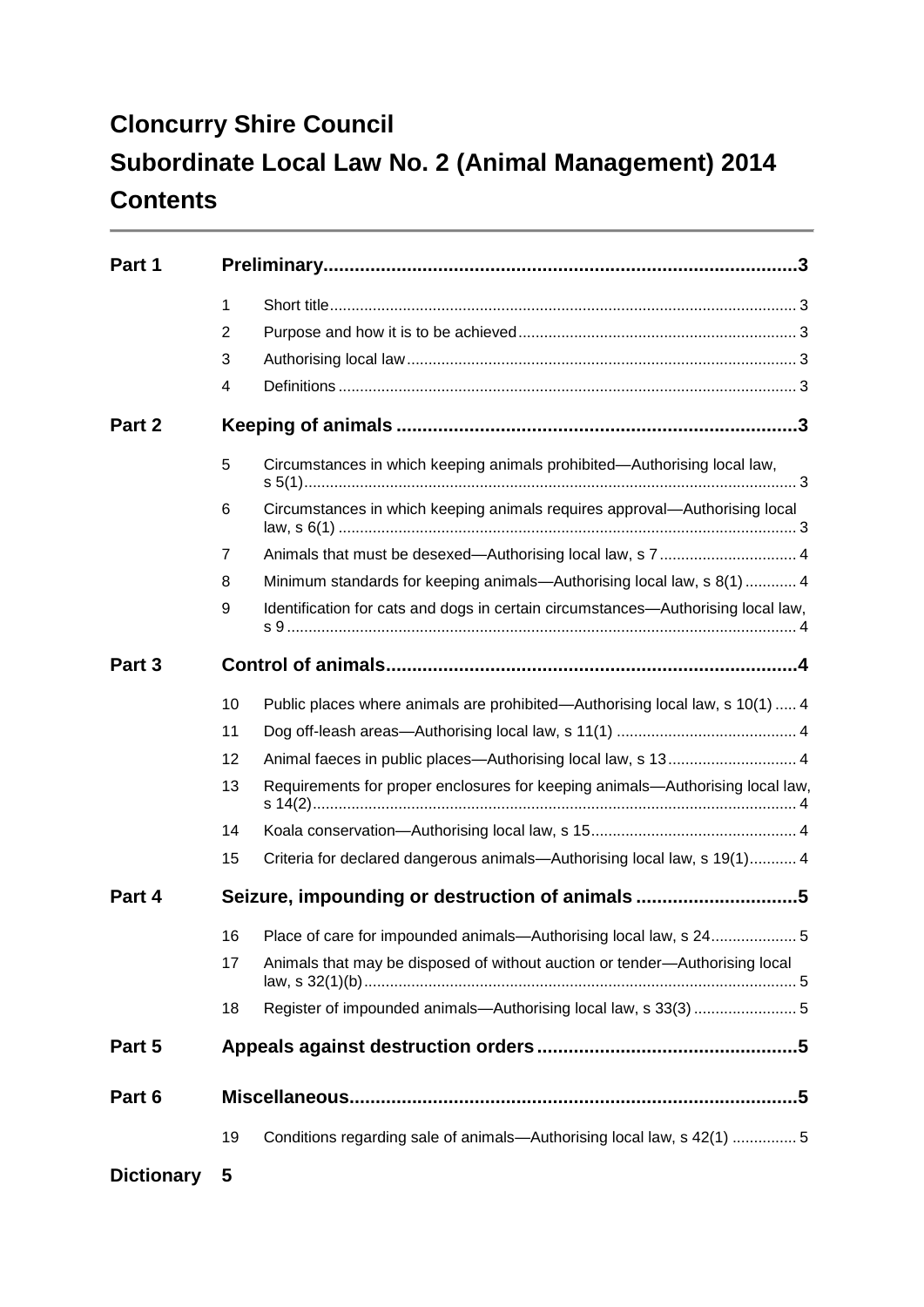# Cloncurry Shire Council

# Subordinate Local Law No. 2 (Animal Management) 2014

# Contents

| | | | |
|---|---|---|---|
| **Part 1** | **Preliminary** | | **3** |
| | 1 | Short title | 3 |
| | 2 | Purpose and how it is to be achieved | 3 |
| | 3 | Authorising local law | 3 |
| | 4 | Definitions | 3 |
| **Part 2** | **Keeping of animals** | | **3** |
| | 5 | Circumstances in which keeping animals prohibited—Authorising local law, s 5(1) | 3 |
| | 6 | Circumstances in which keeping animals requires approval—Authorising local law, s 6(1) | 3 |
| | 7 | Animals that must be desexed—Authorising local law, s 7 | 4 |
| | 8 | Minimum standards for keeping animals—Authorising local law, s 8(1) | 4 |
| | 9 | Identification for cats and dogs in certain circumstances—Authorising local law, s 9 | 4 |
| **Part 3** | **Control of animals** | | **4** |
| | 10 | Public places where animals are prohibited—Authorising local law, s 10(1) | 4 |
| | 11 | Dog off-leash areas—Authorising local law, s 11(1) | 4 |
| | 12 | Animal faeces in public places—Authorising local law, s 13 | 4 |
| | 13 | Requirements for proper enclosures for keeping animals—Authorising local law, s 14(2) | 4 |
| | 14 | Koala conservation—Authorising local law, s 15 | 4 |
| | 15 | Criteria for declared dangerous animals—Authorising local law, s 19(1) | 4 |
| **Part 4** | **Seizure, impounding or destruction of animals** | | **5** |
| | 16 | Place of care for impounded animals—Authorising local law, s 24 | 5 |
| | 17 | Animals that may be disposed of without auction or tender—Authorising local law, s 32(1)(b) | 5 |
| | 18 | Register of impounded animals—Authorising local law, s 33(3) | 5 |
| **Part 5** | **Appeals against destruction orders** | | **5** |
| **Part 6** | **Miscellaneous** | | **5** |
| | 19 | Conditions regarding sale of animals—Authorising local law, s 42(1) | 5 |
| **Dictionary** | **5** | | |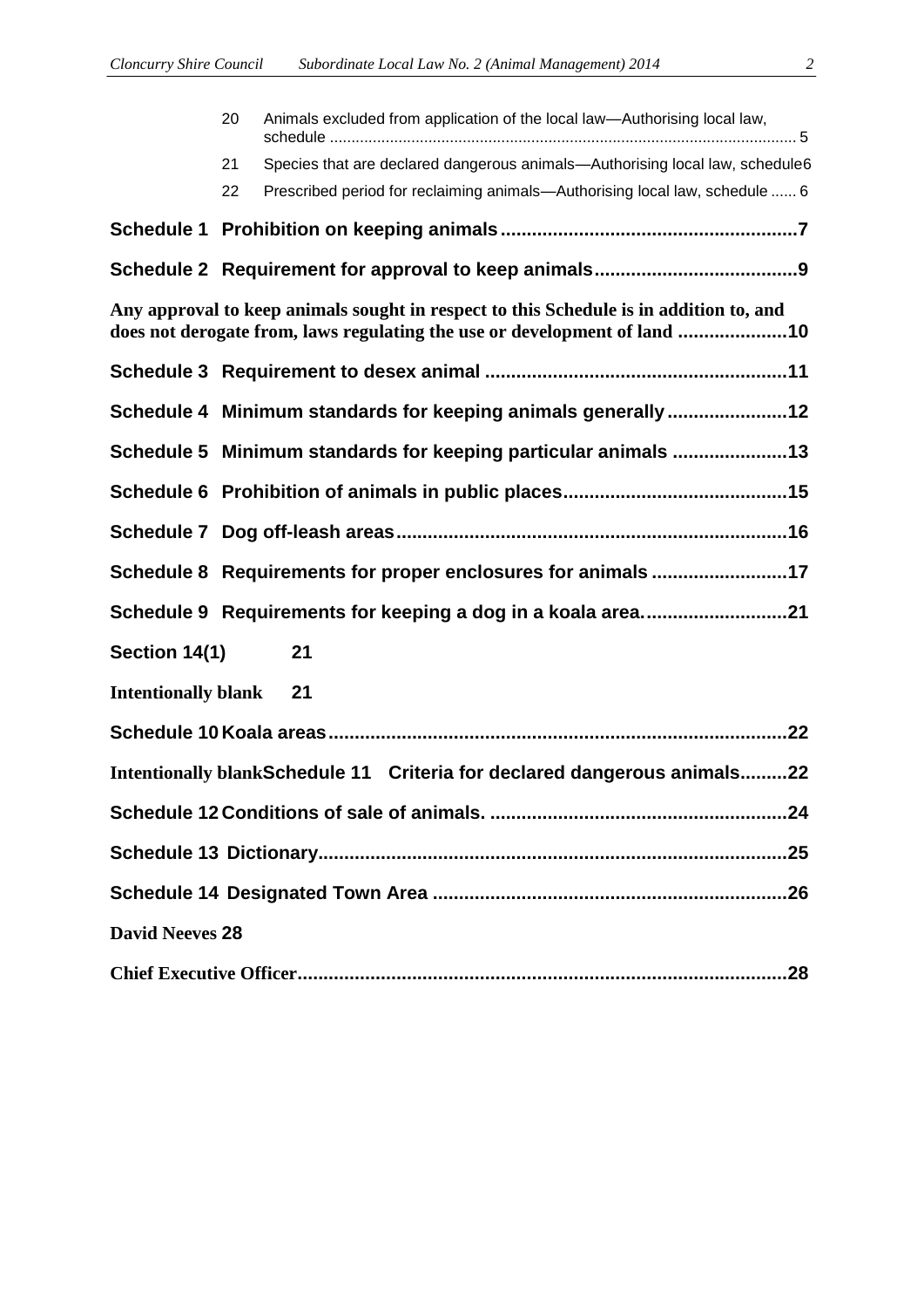20 Animals excluded from application of the local law—Authorising local law, schedule ........................................................................................................... 5

21 Species that are declared dangerous animals—Authorising local law, schedule6

22 Prescribed period for reclaiming animals—Authorising local law, schedule ...... 6

**Schedule 1 Prohibition on keeping animals........................................................7**

**Schedule 2 Requirement for approval to keep animals......................................9**

**Any approval to keep animals sought in respect to this Schedule is in addition to, and does not derogate from, laws regulating the use or development of land .....................10**

**Schedule 3 Requirement to desex animal .........................................................11**

**Schedule 4 Minimum standards for keeping animals generally.......................12**

**Schedule 5 Minimum standards for keeping particular animals .....................13**

**Schedule 6 Prohibition of animals in public places..........................................15**

**Schedule 7 Dog off-leash areas..........................................................................16**

**Schedule 8 Requirements for proper enclosures for animals ..........................17**

**Schedule 9 Requirements for keeping a dog in a koala area............................21**

**Section 14(1) 21**

**Intentionally blank 21**

**Schedule 10 Koala areas......................................................................................22**

**Intentionally blankSchedule 11 Criteria for declared dangerous animals.........22**

**Schedule 12 Conditions of sale of animals. .........................................................24**

**Schedule 13 Dictionary........................................................................................25**

**Schedule 14 Designated Town Area ...................................................................26**

**David Neeves 28**

**Chief Executive Officer.............................................................................................28**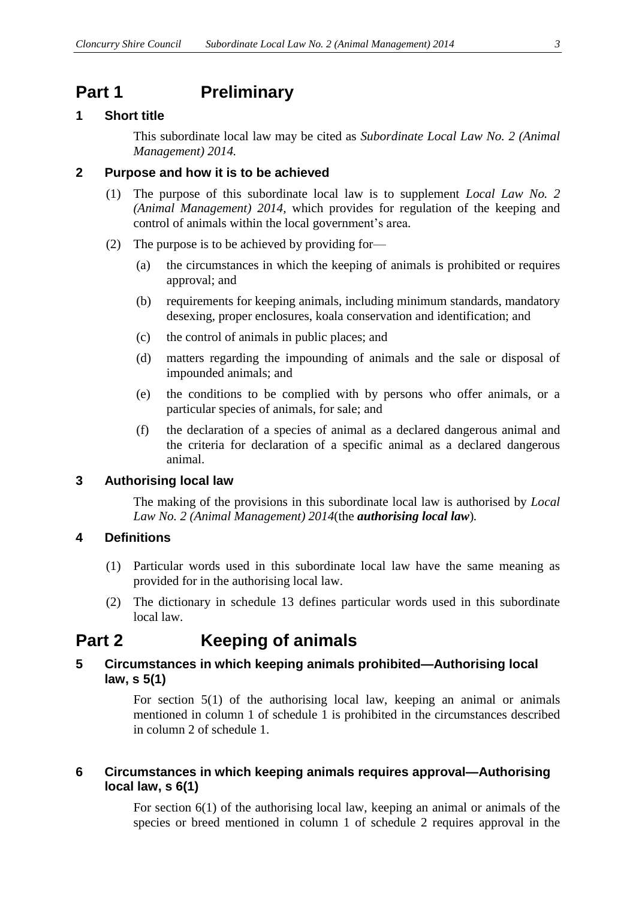# Part 1 Preliminary

## 1 Short title

This subordinate local law may be cited as *Subordinate Local Law No. 2 (Animal Management) 2014.*

## 2 Purpose and how it is to be achieved

(1) The purpose of this subordinate local law is to supplement *Local Law No. 2 (Animal Management) 2014,* which provides for regulation of the keeping and control of animals within the local government's area.

(2) The purpose is to be achieved by providing for—

(a) the circumstances in which the keeping of animals is prohibited or requires approval; and

(b) requirements for keeping animals, including minimum standards, mandatory desexing, proper enclosures, koala conservation and identification; and

(c) the control of animals in public places; and

(d) matters regarding the impounding of animals and the sale or disposal of impounded animals; and

(e) the conditions to be complied with by persons who offer animals, or a particular species of animals, for sale; and

(f) the declaration of a species of animal as a declared dangerous animal and the criteria for declaration of a specific animal as a declared dangerous animal.

## 3 Authorising local law

The making of the provisions in this subordinate local law is authorised by *Local Law No. 2 (Animal Management) 2014*(the ***authorising local law***).

## 4 Definitions

(1) Particular words used in this subordinate local law have the same meaning as provided for in the authorising local law.

(2) The dictionary in schedule 13 defines particular words used in this subordinate local law.

# Part 2 Keeping of animals

## 5 Circumstances in which keeping animals prohibited—Authorising local law, s 5(1)

For section 5(1) of the authorising local law, keeping an animal or animals mentioned in column 1 of schedule 1 is prohibited in the circumstances described in column 2 of schedule 1.

## 6 Circumstances in which keeping animals requires approval—Authorising local law, s 6(1)

For section 6(1) of the authorising local law, keeping an animal or animals of the species or breed mentioned in column 1 of schedule 2 requires approval in the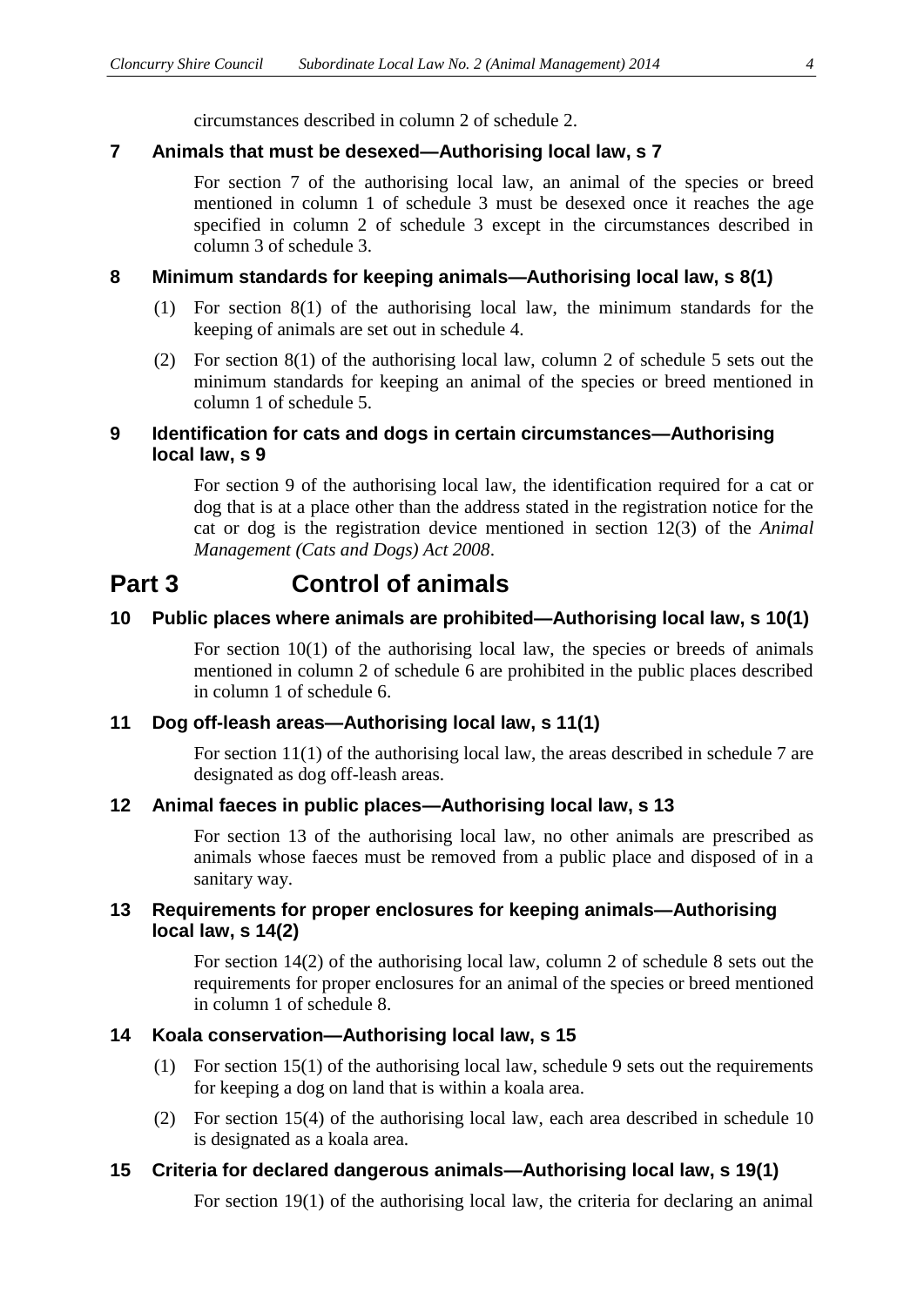circumstances described in column 2 of schedule 2.

### 7 Animals that must be desexed—Authorising local law, s 7

For section 7 of the authorising local law, an animal of the species or breed mentioned in column 1 of schedule 3 must be desexed once it reaches the age specified in column 2 of schedule 3 except in the circumstances described in column 3 of schedule 3.

### 8 Minimum standards for keeping animals—Authorising local law, s 8(1)

(1) For section 8(1) of the authorising local law, the minimum standards for the keeping of animals are set out in schedule 4.

(2) For section 8(1) of the authorising local law, column 2 of schedule 5 sets out the minimum standards for keeping an animal of the species or breed mentioned in column 1 of schedule 5.

### 9 Identification for cats and dogs in certain circumstances—Authorising local law, s 9

For section 9 of the authorising local law, the identification required for a cat or dog that is at a place other than the address stated in the registration notice for the cat or dog is the registration device mentioned in section 12(3) of the *Animal Management (Cats and Dogs) Act 2008*.

## Part 3 Control of animals

### 10 Public places where animals are prohibited—Authorising local law, s 10(1)

For section 10(1) of the authorising local law, the species or breeds of animals mentioned in column 2 of schedule 6 are prohibited in the public places described in column 1 of schedule 6.

### 11 Dog off-leash areas—Authorising local law, s 11(1)

For section 11(1) of the authorising local law, the areas described in schedule 7 are designated as dog off-leash areas.

### 12 Animal faeces in public places—Authorising local law, s 13

For section 13 of the authorising local law, no other animals are prescribed as animals whose faeces must be removed from a public place and disposed of in a sanitary way.

### 13 Requirements for proper enclosures for keeping animals—Authorising local law, s 14(2)

For section 14(2) of the authorising local law, column 2 of schedule 8 sets out the requirements for proper enclosures for an animal of the species or breed mentioned in column 1 of schedule 8.

### 14 Koala conservation—Authorising local law, s 15

(1) For section 15(1) of the authorising local law, schedule 9 sets out the requirements for keeping a dog on land that is within a koala area.

(2) For section 15(4) of the authorising local law, each area described in schedule 10 is designated as a koala area.

### 15 Criteria for declared dangerous animals—Authorising local law, s 19(1)

For section 19(1) of the authorising local law, the criteria for declaring an animal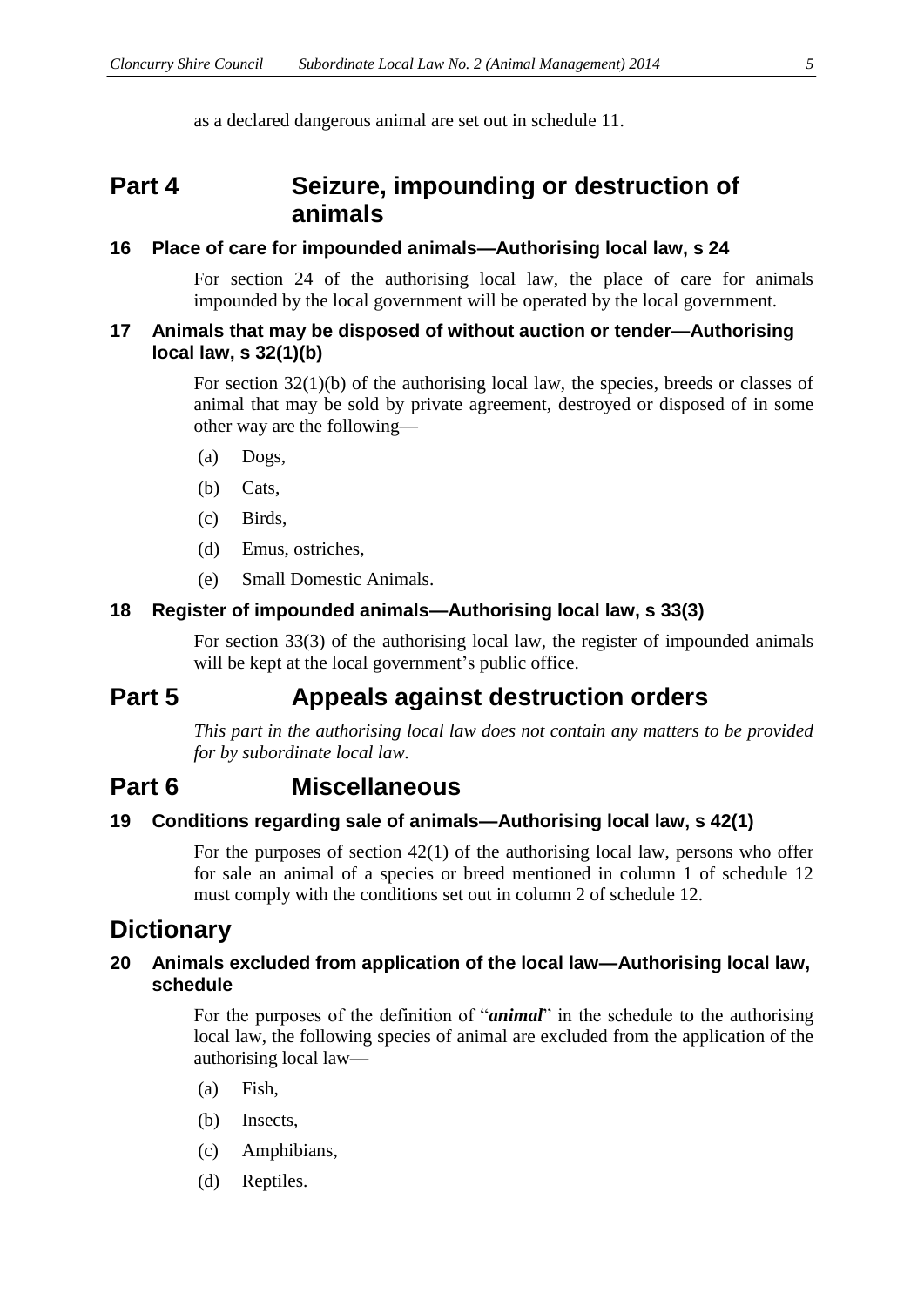as a declared dangerous animal are set out in schedule 11.

## Part 4 Seizure, impounding or destruction of animals

### 16 Place of care for impounded animals—Authorising local law, s 24

For section 24 of the authorising local law, the place of care for animals impounded by the local government will be operated by the local government.

### 17 Animals that may be disposed of without auction or tender—Authorising local law, s 32(1)(b)

For section 32(1)(b) of the authorising local law, the species, breeds or classes of animal that may be sold by private agreement, destroyed or disposed of in some other way are the following—

(a) Dogs,

(b) Cats,

(c) Birds,

(d) Emus, ostriches,

(e) Small Domestic Animals.

### 18 Register of impounded animals—Authorising local law, s 33(3)

For section 33(3) of the authorising local law, the register of impounded animals will be kept at the local government's public office.

## Part 5 Appeals against destruction orders

*This part in the authorising local law does not contain any matters to be provided for by subordinate local law.*

## Part 6 Miscellaneous

### 19 Conditions regarding sale of animals—Authorising local law, s 42(1)

For the purposes of section 42(1) of the authorising local law, persons who offer for sale an animal of a species or breed mentioned in column 1 of schedule 12 must comply with the conditions set out in column 2 of schedule 12.

## Dictionary

### 20 Animals excluded from application of the local law—Authorising local law, schedule

For the purposes of the definition of "***animal***" in the schedule to the authorising local law, the following species of animal are excluded from the application of the authorising local law—

(a) Fish,

(b) Insects,

(c) Amphibians,

(d) Reptiles.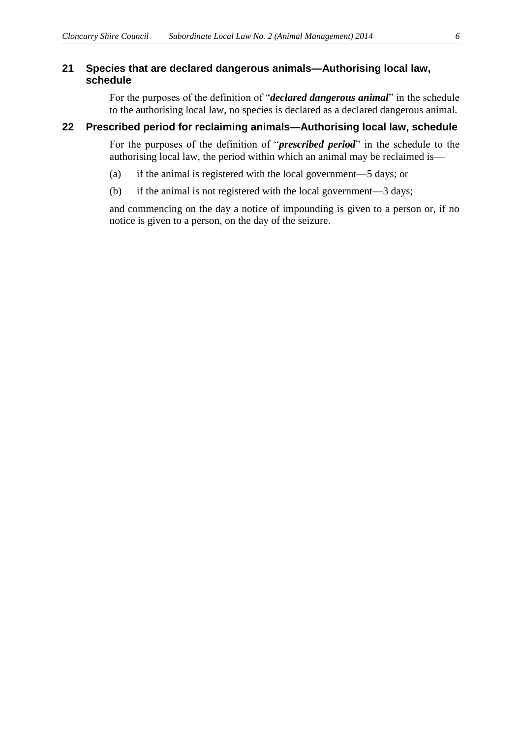## 21 Species that are declared dangerous animals—Authorising local law, schedule

For the purposes of the definition of "***declared dangerous animal***" in the schedule to the authorising local law, no species is declared as a declared dangerous animal.

## 22 Prescribed period for reclaiming animals—Authorising local law, schedule

For the purposes of the definition of "***prescribed period***" in the schedule to the authorising local law, the period within which an animal may be reclaimed is—

(a) if the animal is registered with the local government—5 days; or

(b) if the animal is not registered with the local government—3 days;

and commencing on the day a notice of impounding is given to a person or, if no notice is given to a person, on the day of the seizure.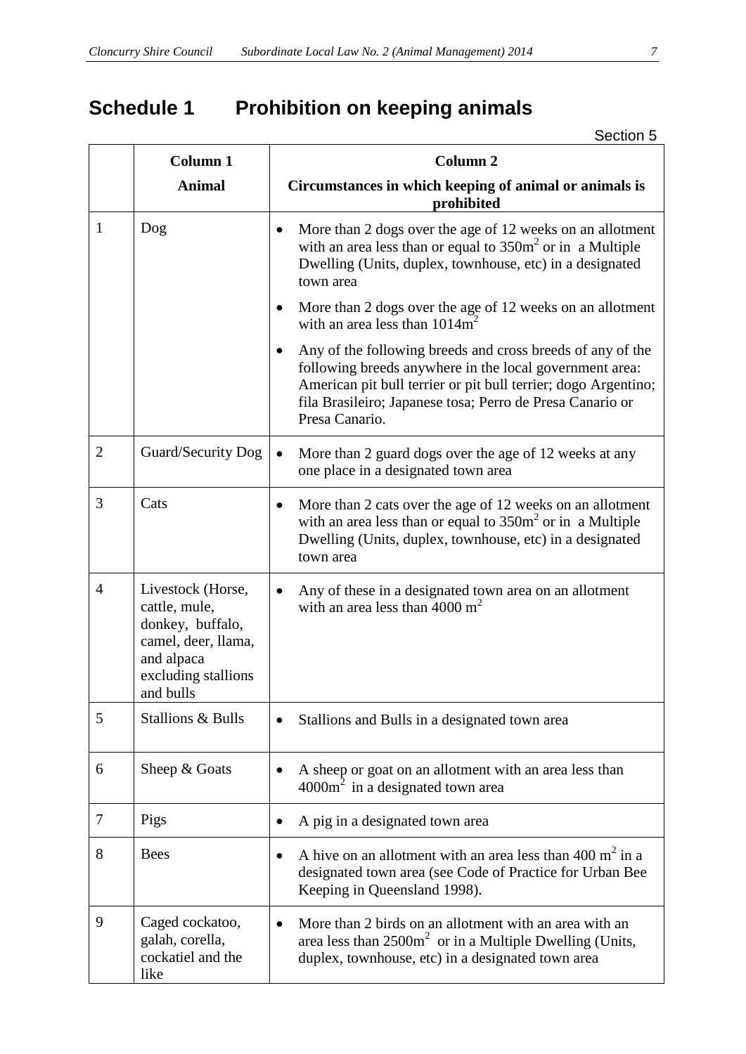# Schedule 1 Prohibition on keeping animals

Section 5

| | Column 1<br>Animal | Column 2<br>Circumstances in which keeping of animal or animals is prohibited |
|---|---|---|
| 1 | Dog | • More than 2 dogs over the age of 12 weeks on an allotment with an area less than or equal to 350m$^2$ or in a Multiple Dwelling (Units, duplex, townhouse, etc) in a designated town area<br>• More than 2 dogs over the age of 12 weeks on an allotment with an area less than 1014m$^2$<br>• Any of the following breeds and cross breeds of any of the following breeds anywhere in the local government area: American pit bull terrier or pit bull terrier; dogo Argentino; fila Brasileiro; Japanese tosa; Perro de Presa Canario or Presa Canario. |
| 2 | Guard/Security Dog | • More than 2 guard dogs over the age of 12 weeks at any one place in a designated town area |
| 3 | Cats | • More than 2 cats over the age of 12 weeks on an allotment with an area less than or equal to 350m$^2$ or in a Multiple Dwelling (Units, duplex, townhouse, etc) in a designated town area |
| 4 | Livestock (Horse, cattle, mule, donkey, buffalo, camel, deer, llama, and alpaca excluding stallions and bulls | • Any of these in a designated town area on an allotment with an area less than 4000 m$^2$ |
| 5 | Stallions & Bulls | • Stallions and Bulls in a designated town area |
| 6 | Sheep & Goats | • A sheep or goat on an allotment with an area less than 4000m$^2$ in a designated town area |
| 7 | Pigs | • A pig in a designated town area |
| 8 | Bees | • A hive on an allotment with an area less than 400 m$^2$ in a designated town area (see Code of Practice for Urban Bee Keeping in Queensland 1998). |
| 9 | Caged cockatoo, galah, corella, cockatiel and the like | • More than 2 birds on an allotment with an area with an area less than 2500m$^2$ or in a Multiple Dwelling (Units, duplex, townhouse, etc) in a designated town area |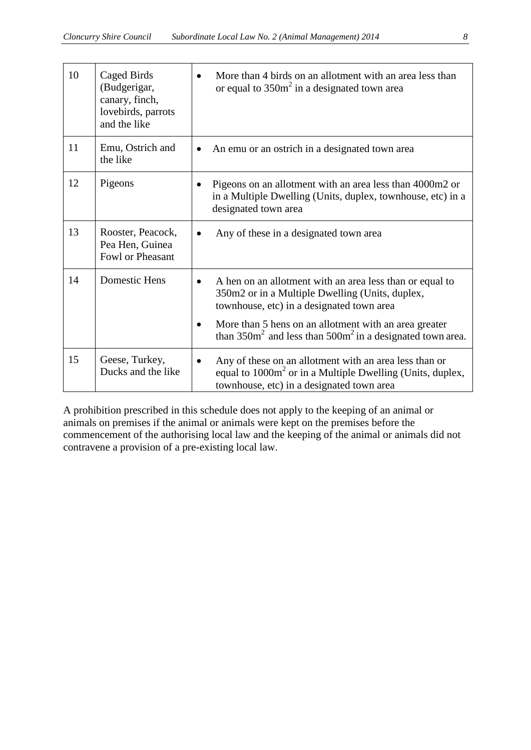| 10 | Caged Birds (Budgerigar, canary, finch, lovebirds, parrots and the like | • More than 4 birds on an allotment with an area less than or equal to $350m^2$ in a designated town area |
|---|---|---|
| 11 | Emu, Ostrich and the like | • An emu or an ostrich in a designated town area |
| 12 | Pigeons | • Pigeons on an allotment with an area less than 4000m2 or in a Multiple Dwelling (Units, duplex, townhouse, etc) in a designated town area |
| 13 | Rooster, Peacock, Pea Hen, Guinea Fowl or Pheasant | • Any of these in a designated town area |
| 14 | Domestic Hens | • A hen on an allotment with an area less than or equal to 350m2 or in a Multiple Dwelling (Units, duplex, townhouse, etc) in a designated town area<br>• More than 5 hens on an allotment with an area greater than $350m^2$ and less than $500m^2$ in a designated town area. |
| 15 | Geese, Turkey, Ducks and the like | • Any of these on an allotment with an area less than or equal to $1000m^2$ or in a Multiple Dwelling (Units, duplex, townhouse, etc) in a designated town area |

A prohibition prescribed in this schedule does not apply to the keeping of an animal or animals on premises if the animal or animals were kept on the premises before the commencement of the authorising local law and the keeping of the animal or animals did not contravene a provision of a pre-existing local law.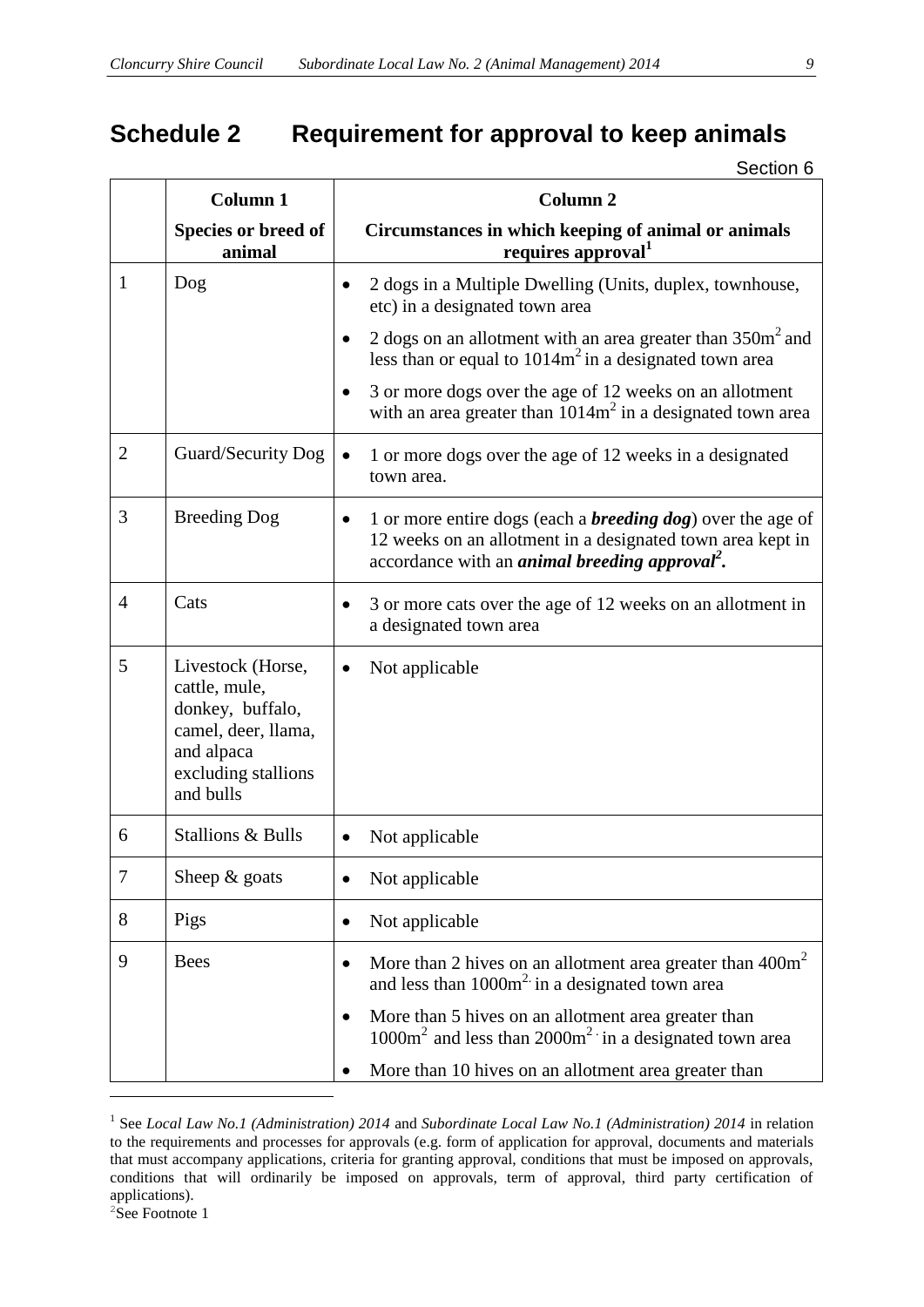# Schedule 2 Requirement for approval to keep animals

Section 6

| | Column 1<br>Species or breed of animal | Column 2<br>Circumstances in which keeping of animal or animals requires approval[1] |
|---|---|---|
| 1 | Dog | • 2 dogs in a Multiple Dwelling (Units, duplex, townhouse, etc) in a designated town area<br>• 2 dogs on an allotment with an area greater than $350m^2$ and less than or equal to $1014m^2$ in a designated town area<br>• 3 or more dogs over the age of 12 weeks on an allotment with an area greater than $1014m^2$ in a designated town area |
| 2 | Guard/Security Dog | • 1 or more dogs over the age of 12 weeks in a designated town area. |
| 3 | Breeding Dog | • 1 or more entire dogs (each a ***breeding dog***) over the age of 12 weeks on an allotment in a designated town area kept in accordance with an ***animal breeding approval***[2]**.** |
| 4 | Cats | • 3 or more cats over the age of 12 weeks on an allotment in a designated town area |
| 5 | Livestock (Horse, cattle, mule, donkey, buffalo, camel, deer, llama, and alpaca excluding stallions and bulls | • Not applicable |
| 6 | Stallions & Bulls | • Not applicable |
| 7 | Sheep & goats | • Not applicable |
| 8 | Pigs | • Not applicable |
| 9 | Bees | • More than 2 hives on an allotment area greater than $400m^2$ and less than $1000m^2$ in a designated town area<br>• More than 5 hives on an allotment area greater than $1000m^2$ and less than $2000m^2$ in a designated town area<br>• More than 10 hives on an allotment area greater than |

[1] See *Local Law No.1 (Administration) 2014* and *Subordinate Local Law No.1 (Administration) 2014* in relation to the requirements and processes for approvals (e.g. form of application for approval, documents and materials that must accompany applications, criteria for granting approval, conditions that must be imposed on approvals, conditions that will ordinarily be imposed on approvals, term of approval, third party certification of applications).

[2] See Footnote 1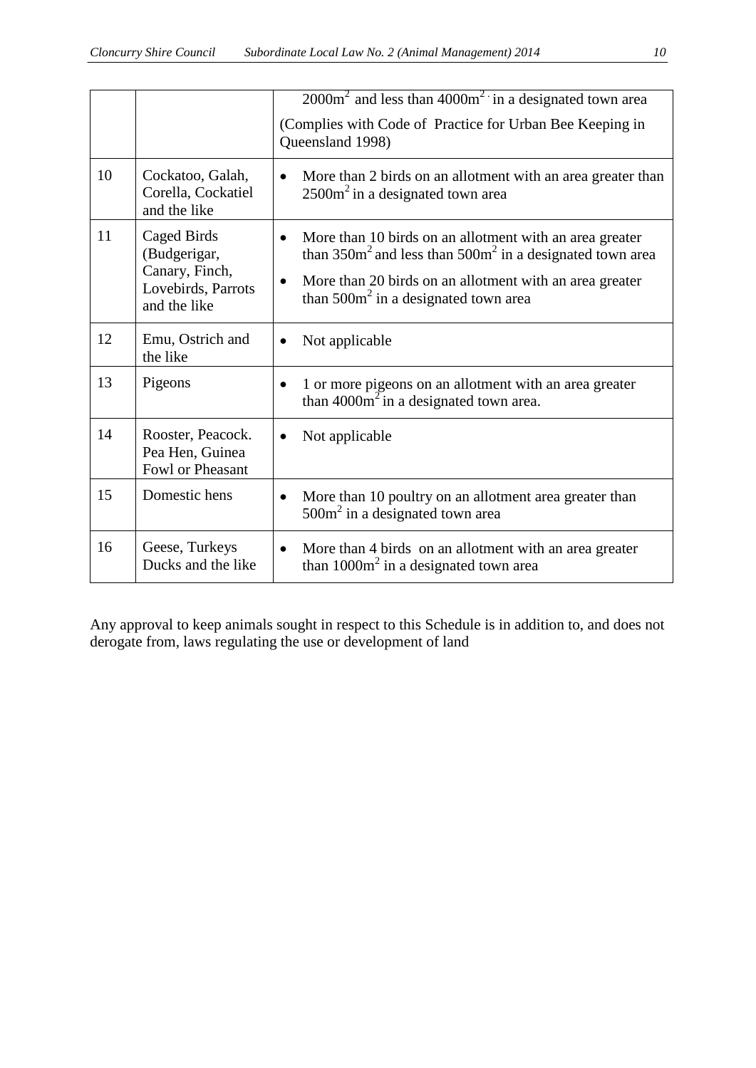| | | |
|---|---|---|
| | | $2000m^2$ and less than $4000m^2$ in a designated town area<br>(Complies with Code of Practice for Urban Bee Keeping in Queensland 1998) |
| 10 | Cockatoo, Galah, Corella, Cockatiel and the like | • More than 2 birds on an allotment with an area greater than $2500m^2$ in a designated town area |
| 11 | Caged Birds (Budgerigar, Canary, Finch, Lovebirds, Parrots and the like | • More than 10 birds on an allotment with an area greater than $350m^2$ and less than $500m^2$ in a designated town area<br>• More than 20 birds on an allotment with an area greater than $500m^2$ in a designated town area |
| 12 | Emu, Ostrich and the like | • Not applicable |
| 13 | Pigeons | • 1 or more pigeons on an allotment with an area greater than $4000m^2$ in a designated town area. |
| 14 | Rooster, Peacock. Pea Hen, Guinea Fowl or Pheasant | • Not applicable |
| 15 | Domestic hens | • More than 10 poultry on an allotment area greater than $500m^2$ in a designated town area |
| 16 | Geese, Turkeys Ducks and the like | • More than 4 birds on an allotment with an area greater than $1000m^2$ in a designated town area |

Any approval to keep animals sought in respect to this Schedule is in addition to, and does not derogate from, laws regulating the use or development of land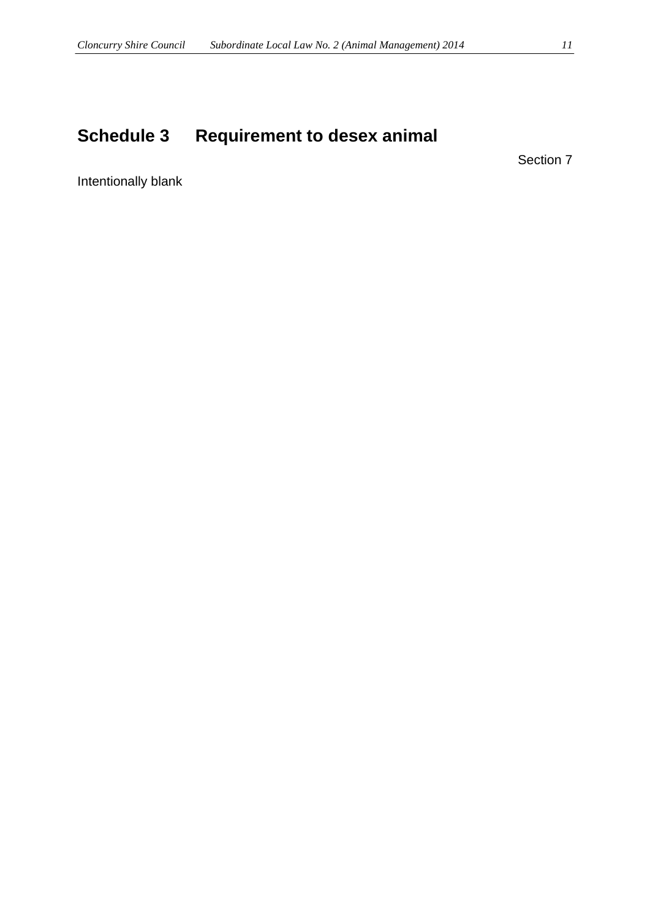# Schedule 3 Requirement to desex animal

Section 7

Intentionally blank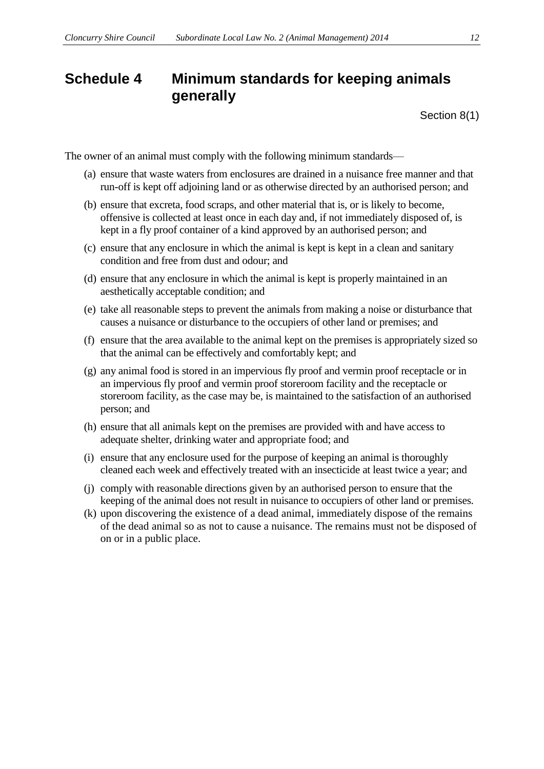# Schedule 4 Minimum standards for keeping animals generally

Section 8(1)

The owner of an animal must comply with the following minimum standards—

(a) ensure that waste waters from enclosures are drained in a nuisance free manner and that run-off is kept off adjoining land or as otherwise directed by an authorised person; and

(b) ensure that excreta, food scraps, and other material that is, or is likely to become, offensive is collected at least once in each day and, if not immediately disposed of, is kept in a fly proof container of a kind approved by an authorised person; and

(c) ensure that any enclosure in which the animal is kept is kept in a clean and sanitary condition and free from dust and odour; and

(d) ensure that any enclosure in which the animal is kept is properly maintained in an aesthetically acceptable condition; and

(e) take all reasonable steps to prevent the animals from making a noise or disturbance that causes a nuisance or disturbance to the occupiers of other land or premises; and

(f) ensure that the area available to the animal kept on the premises is appropriately sized so that the animal can be effectively and comfortably kept; and

(g) any animal food is stored in an impervious fly proof and vermin proof receptacle or in an impervious fly proof and vermin proof storeroom facility and the receptacle or storeroom facility, as the case may be, is maintained to the satisfaction of an authorised person; and

(h) ensure that all animals kept on the premises are provided with and have access to adequate shelter, drinking water and appropriate food; and

(i) ensure that any enclosure used for the purpose of keeping an animal is thoroughly cleaned each week and effectively treated with an insecticide at least twice a year; and

(j) comply with reasonable directions given by an authorised person to ensure that the keeping of the animal does not result in nuisance to occupiers of other land or premises.

(k) upon discovering the existence of a dead animal, immediately dispose of the remains of the dead animal so as not to cause a nuisance. The remains must not be disposed of on or in a public place.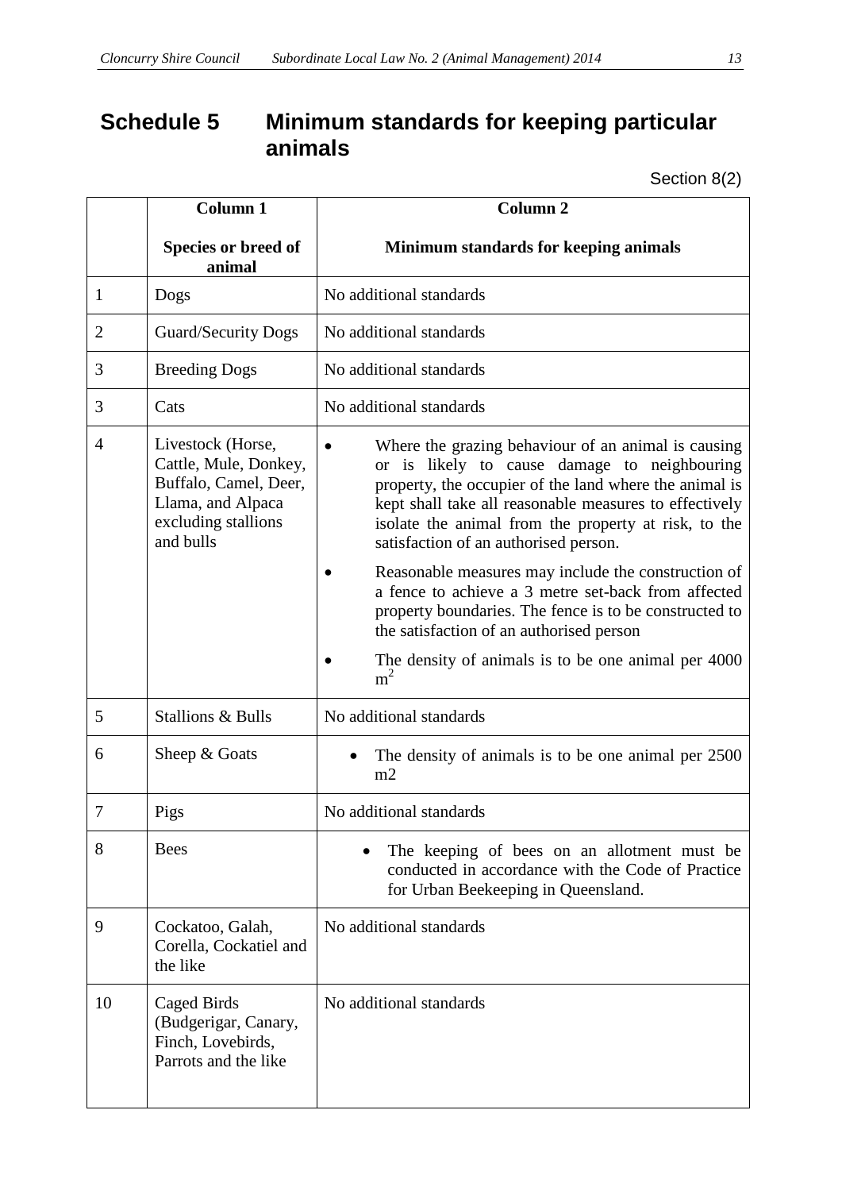# Schedule 5 Minimum standards for keeping particular animals

Section 8(2)

| | Column 1<br><br>Species or breed of animal | Column 2<br><br>Minimum standards for keeping animals |
|---|---|---|
| 1 | Dogs | No additional standards |
| 2 | Guard/Security Dogs | No additional standards |
| 3 | Breeding Dogs | No additional standards |
| 3 | Cats | No additional standards |
| 4 | Livestock (Horse, Cattle, Mule, Donkey, Buffalo, Camel, Deer, Llama, and Alpaca excluding stallions and bulls | • Where the grazing behaviour of an animal is causing or is likely to cause damage to neighbouring property, the occupier of the land where the animal is kept shall take all reasonable measures to effectively isolate the animal from the property at risk, to the satisfaction of an authorised person.<br>• Reasonable measures may include the construction of a fence to achieve a 3 metre set-back from affected property boundaries. The fence is to be constructed to the satisfaction of an authorised person<br>• The density of animals is to be one animal per 4000 $m^2$ |
| 5 | Stallions & Bulls | No additional standards |
| 6 | Sheep & Goats | • The density of animals is to be one animal per 2500 m2 |
| 7 | Pigs | No additional standards |
| 8 | Bees | • The keeping of bees on an allotment must be conducted in accordance with the Code of Practice for Urban Beekeeping in Queensland. |
| 9 | Cockatoo, Galah, Corella, Cockatiel and the like | No additional standards |
| 10 | Caged Birds (Budgerigar, Canary, Finch, Lovebirds, Parrots and the like | No additional standards |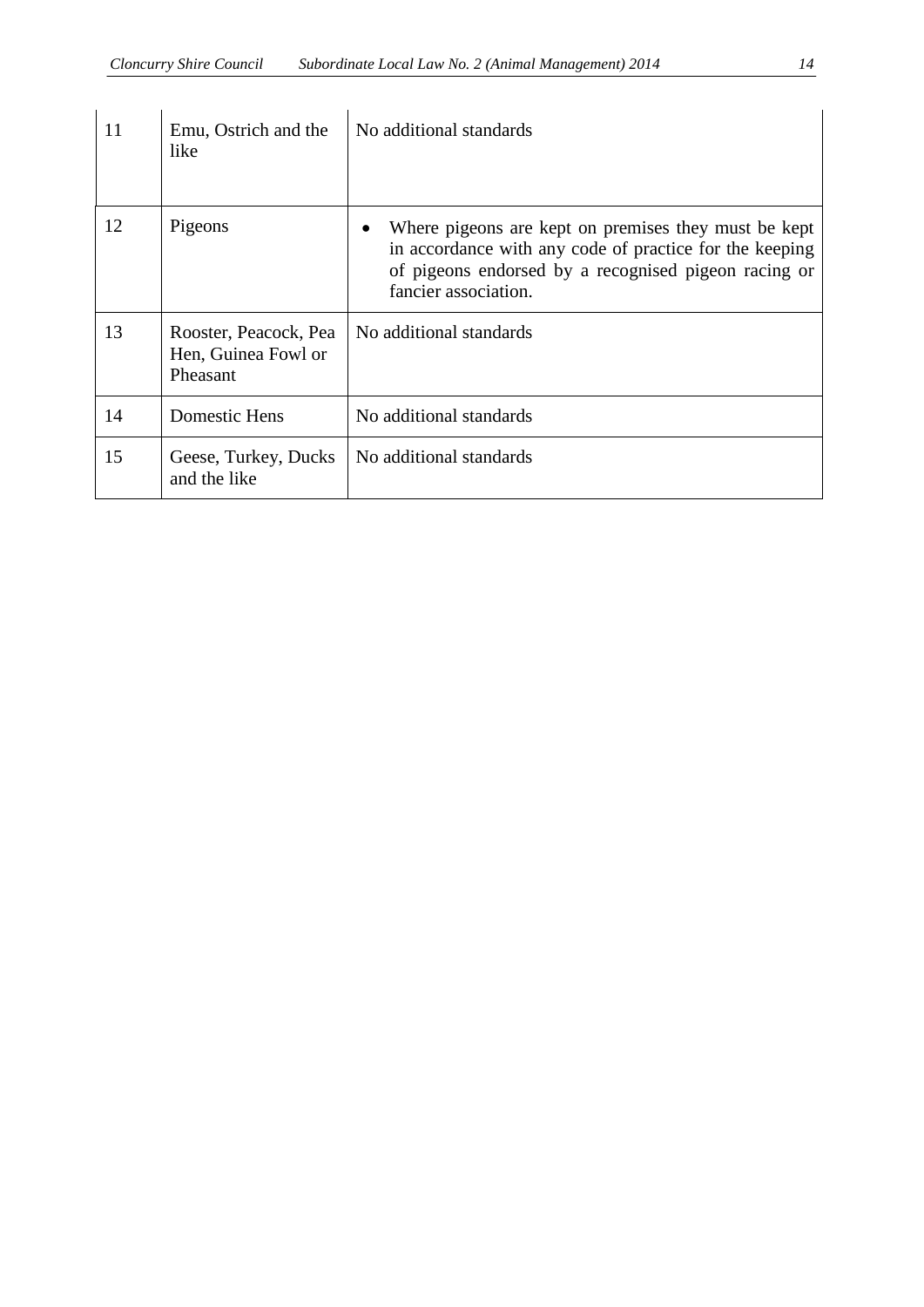| | | |
|---|---|---|
| 11 | Emu, Ostrich and the like | No additional standards |
| 12 | Pigeons | • Where pigeons are kept on premises they must be kept in accordance with any code of practice for the keeping of pigeons endorsed by a recognised pigeon racing or fancier association. |
| 13 | Rooster, Peacock, Pea Hen, Guinea Fowl or Pheasant | No additional standards |
| 14 | Domestic Hens | No additional standards |
| 15 | Geese, Turkey, Ducks and the like | No additional standards |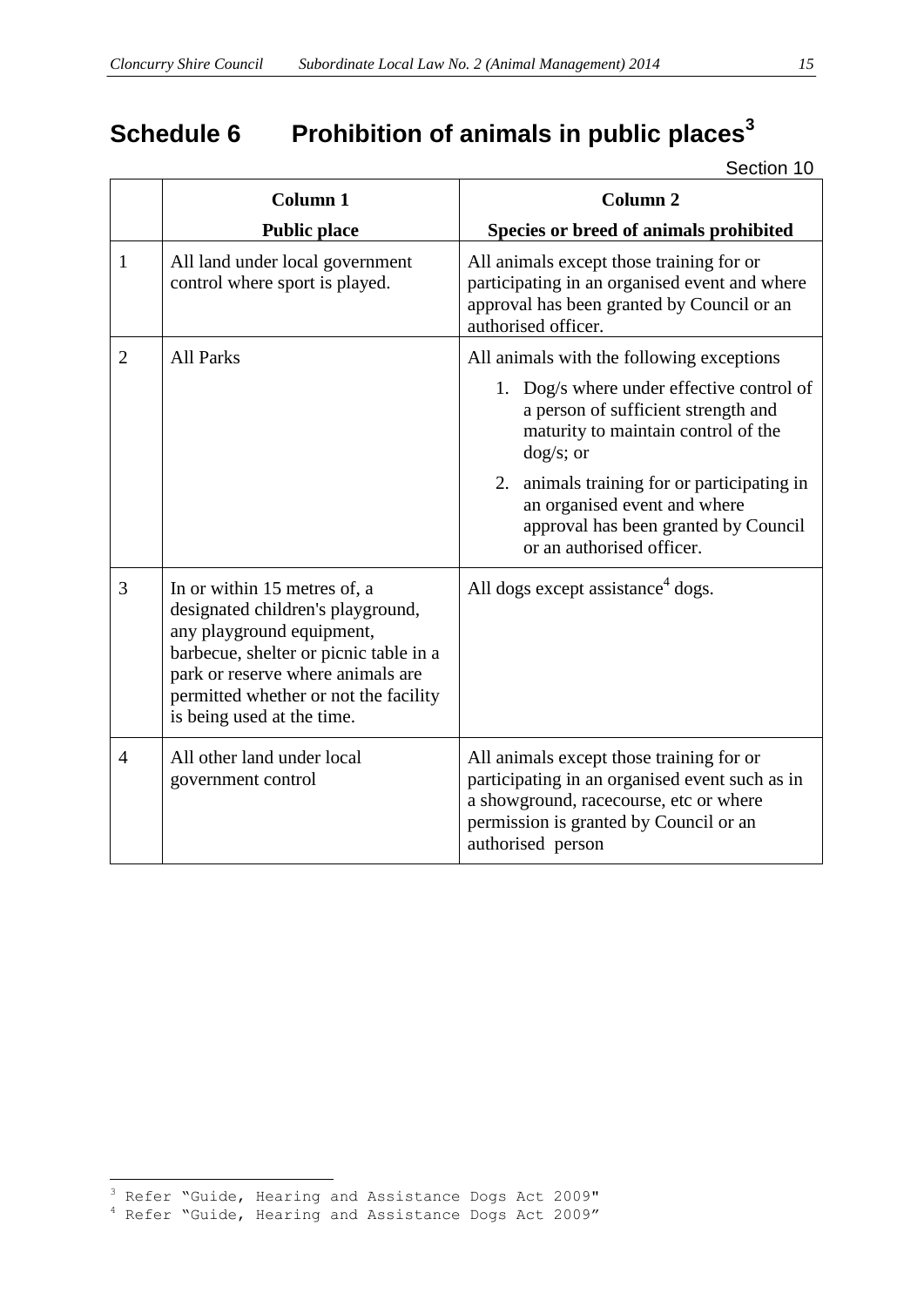# Schedule 6 Prohibition of animals in public places[3]

Section 10

| | Column 1<br>Public place | Column 2<br>Species or breed of animals prohibited |
|---|---|---|
| 1 | All land under local government control where sport is played. | All animals except those training for or participating in an organised event and where approval has been granted by Council or an authorised officer. |
| 2 | All Parks | All animals with the following exceptions<br>1. Dog/s where under effective control of a person of sufficient strength and maturity to maintain control of the dog/s; or<br>2. animals training for or participating in an organised event and where approval has been granted by Council or an authorised officer. |
| 3 | In or within 15 metres of, a designated children's playground, any playground equipment, barbecue, shelter or picnic table in a park or reserve where animals are permitted whether or not the facility is being used at the time. | All dogs except assistance[4] dogs. |
| 4 | All other land under local government control | All animals except those training for or participating in an organised event such as in a showground, racecourse, etc or where permission is granted by Council or an authorised person |

[3] Refer "Guide, Hearing and Assistance Dogs Act 2009"

[4] Refer "Guide, Hearing and Assistance Dogs Act 2009"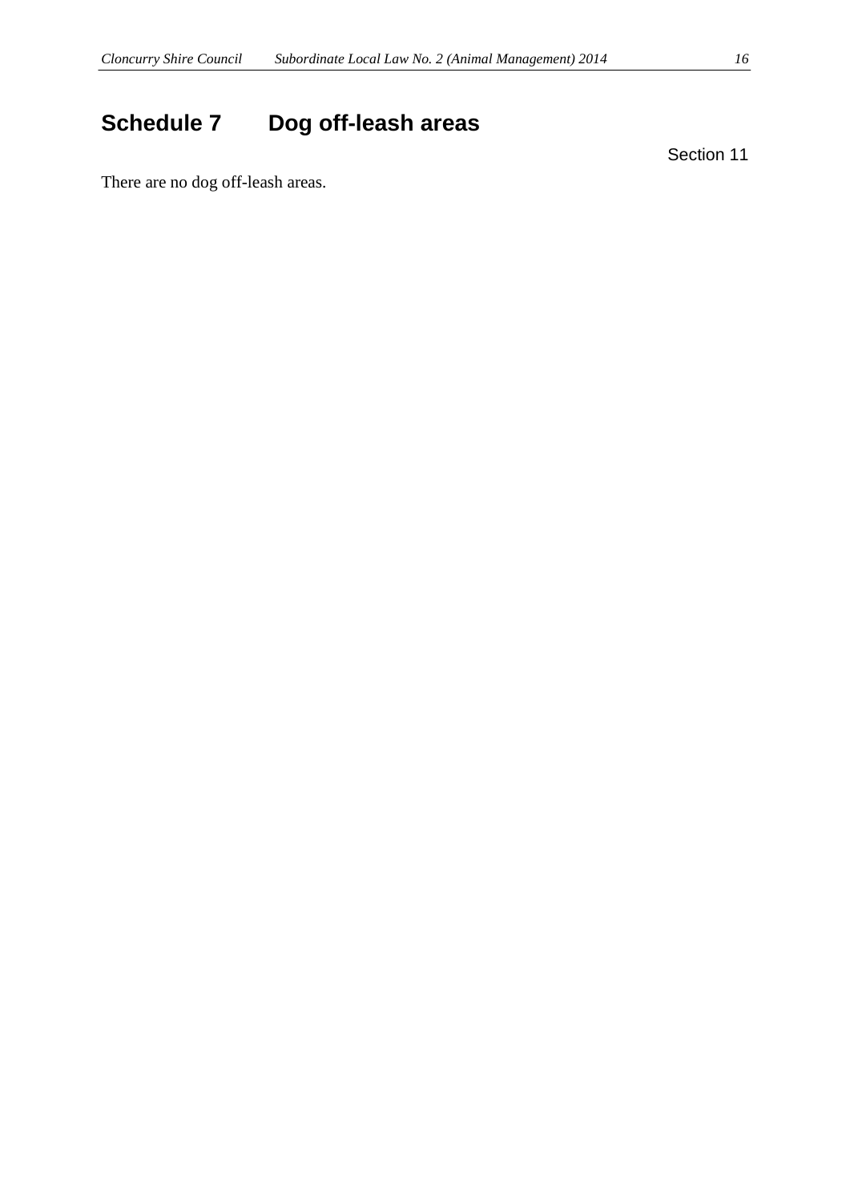# Schedule 7 Dog off-leash areas

Section 11

There are no dog off-leash areas.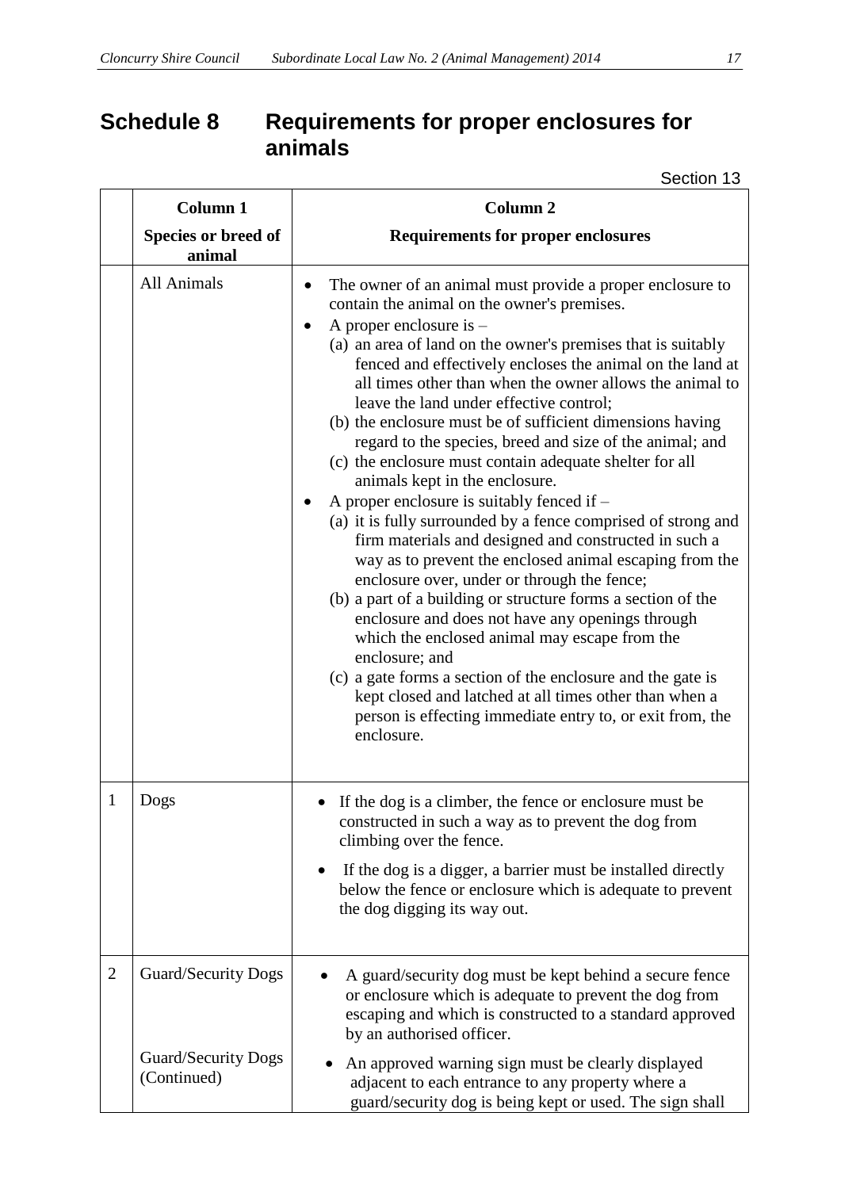# Schedule 8 Requirements for proper enclosures for animals

Section 13

| | Column 1<br>Species or breed of animal | Column 2<br>Requirements for proper enclosures |
|---|---|---|
| | All Animals | • The owner of an animal must provide a proper enclosure to contain the animal on the owner's premises.<br>• A proper enclosure is –<br>(a) an area of land on the owner's premises that is suitably fenced and effectively encloses the animal on the land at all times other than when the owner allows the animal to leave the land under effective control;<br>(b) the enclosure must be of sufficient dimensions having regard to the species, breed and size of the animal; and<br>(c) the enclosure must contain adequate shelter for all animals kept in the enclosure.<br>• A proper enclosure is suitably fenced if –<br>(a) it is fully surrounded by a fence comprised of strong and firm materials and designed and constructed in such a way as to prevent the enclosed animal escaping from the enclosure over, under or through the fence;<br>(b) a part of a building or structure forms a section of the enclosure and does not have any openings through which the enclosed animal may escape from the enclosure; and<br>(c) a gate forms a section of the enclosure and the gate is kept closed and latched at all times other than when a person is effecting immediate entry to, or exit from, the enclosure. |
| 1 | Dogs | • If the dog is a climber, the fence or enclosure must be constructed in such a way as to prevent the dog from climbing over the fence.<br>• If the dog is a digger, a barrier must be installed directly below the fence or enclosure which is adequate to prevent the dog digging its way out. |
| 2 | Guard/Security Dogs<br><br>Guard/Security Dogs (Continued) | • A guard/security dog must be kept behind a secure fence or enclosure which is adequate to prevent the dog from escaping and which is constructed to a standard approved by an authorised officer.<br>• An approved warning sign must be clearly displayed adjacent to each entrance to any property where a guard/security dog is being kept or used. The sign shall |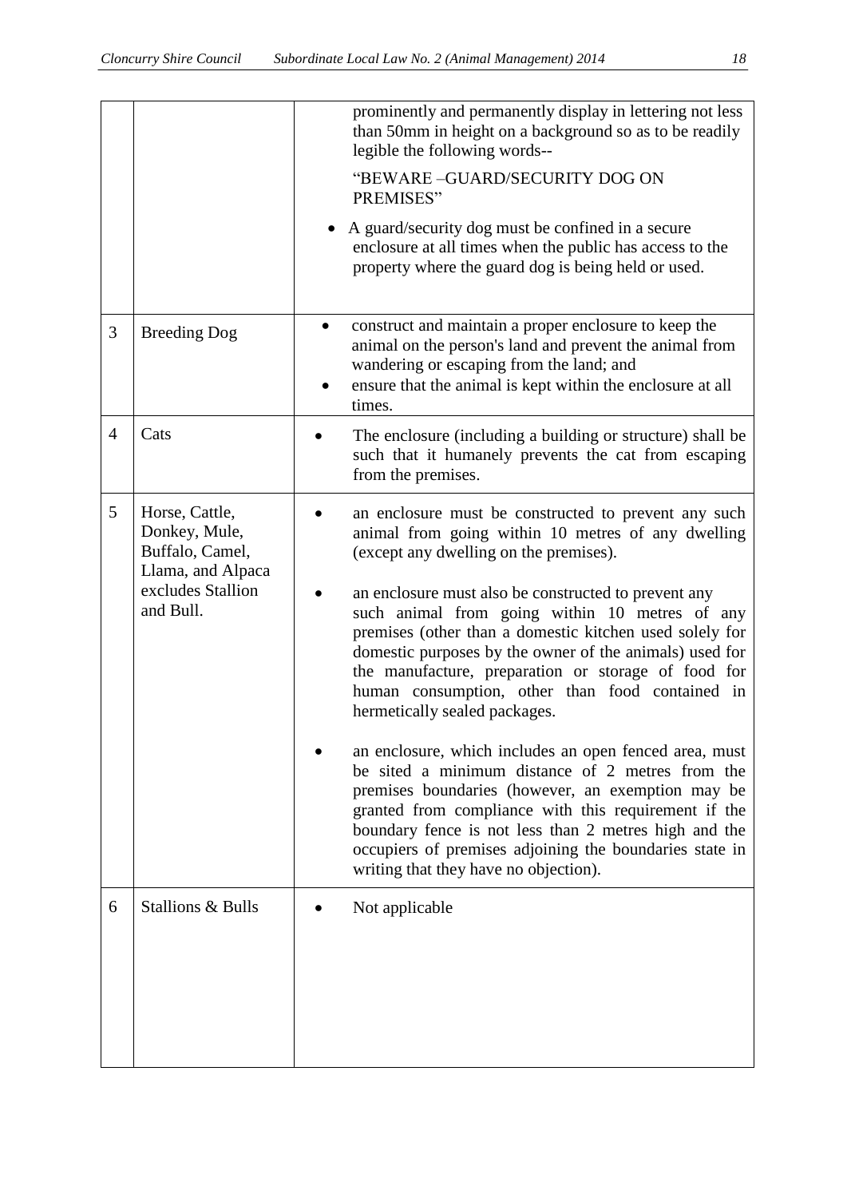| | | |
|---|---|---|
| | | prominently and permanently display in lettering not less than 50mm in height on a background so as to be readily legible the following words--<br><br>"BEWARE –GUARD/SECURITY DOG ON PREMISES"<br><br>• A guard/security dog must be confined in a secure enclosure at all times when the public has access to the property where the guard dog is being held or used. |
| 3 | Breeding Dog | • construct and maintain a proper enclosure to keep the animal on the person's land and prevent the animal from wandering or escaping from the land; and<br>• ensure that the animal is kept within the enclosure at all times. |
| 4 | Cats | • The enclosure (including a building or structure) shall be such that it humanely prevents the cat from escaping from the premises. |
| 5 | Horse, Cattle, Donkey, Mule, Buffalo, Camel, Llama, and Alpaca excludes Stallion and Bull. | • an enclosure must be constructed to prevent any such animal from going within 10 metres of any dwelling (except any dwelling on the premises).<br><br>• an enclosure must also be constructed to prevent any such animal from going within 10 metres of any premises (other than a domestic kitchen used solely for domestic purposes by the owner of the animals) used for the manufacture, preparation or storage of food for human consumption, other than food contained in hermetically sealed packages.<br><br>• an enclosure, which includes an open fenced area, must be sited a minimum distance of 2 metres from the premises boundaries (however, an exemption may be granted from compliance with this requirement if the boundary fence is not less than 2 metres high and the occupiers of premises adjoining the boundaries state in writing that they have no objection). |
| 6 | Stallions & Bulls | • Not applicable |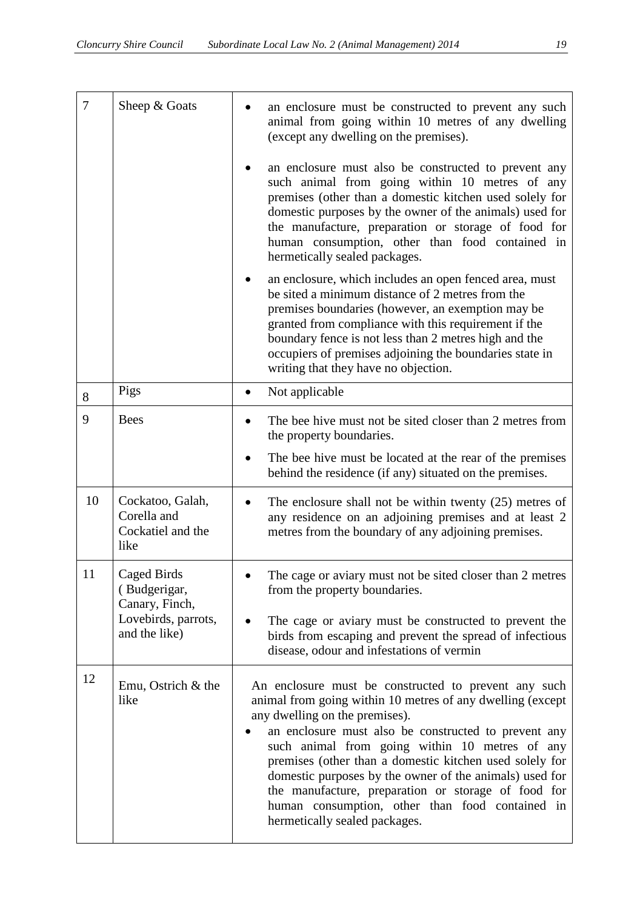| | | |
|---|---|---|
| 7 | Sheep & Goats | • an enclosure must be constructed to prevent any such animal from going within 10 metres of any dwelling (except any dwelling on the premises).<br><br>• an enclosure must also be constructed to prevent any such animal from going within 10 metres of any premises (other than a domestic kitchen used solely for domestic purposes by the owner of the animals) used for the manufacture, preparation or storage of food for human consumption, other than food contained in hermetically sealed packages.<br><br>• an enclosure, which includes an open fenced area, must be sited a minimum distance of 2 metres from the premises boundaries (however, an exemption may be granted from compliance with this requirement if the boundary fence is not less than 2 metres high and the occupiers of premises adjoining the boundaries state in writing that they have no objection. |
| 8 | Pigs | • Not applicable |
| 9 | Bees | • The bee hive must not be sited closer than 2 metres from the property boundaries.<br><br>• The bee hive must be located at the rear of the premises behind the residence (if any) situated on the premises. |
| 10 | Cockatoo, Galah, Corella and Cockatiel and the like | • The enclosure shall not be within twenty (25) metres of any residence on an adjoining premises and at least 2 metres from the boundary of any adjoining premises. |
| 11 | Caged Birds ( Budgerigar, Canary, Finch, Lovebirds, parrots, and the like) | • The cage or aviary must not be sited closer than 2 metres from the property boundaries.<br><br>• The cage or aviary must be constructed to prevent the birds from escaping and prevent the spread of infectious disease, odour and infestations of vermin |
| 12 | Emu, Ostrich & the like | An enclosure must be constructed to prevent any such animal from going within 10 metres of any dwelling (except any dwelling on the premises).<br><br>• an enclosure must also be constructed to prevent any such animal from going within 10 metres of any premises (other than a domestic kitchen used solely for domestic purposes by the owner of the animals) used for the manufacture, preparation or storage of food for human consumption, other than food contained in hermetically sealed packages. |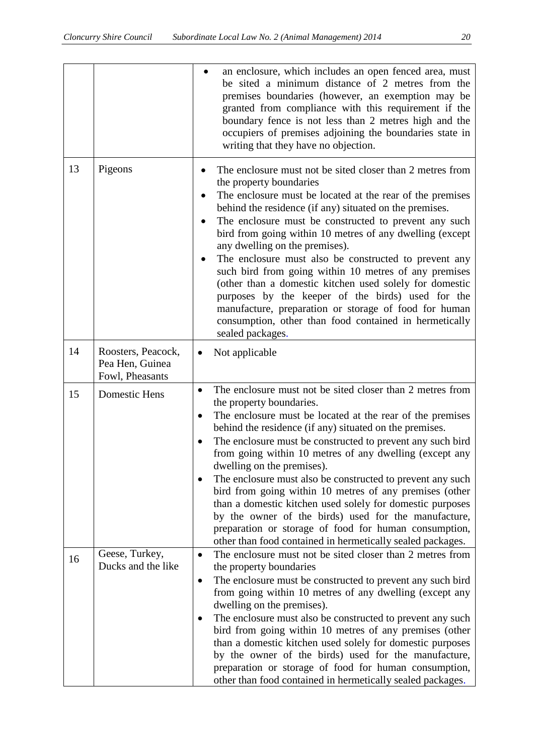| | | |
|---|---|---|
| | | • an enclosure, which includes an open fenced area, must be sited a minimum distance of 2 metres from the premises boundaries (however, an exemption may be granted from compliance with this requirement if the boundary fence is not less than 2 metres high and the occupiers of premises adjoining the boundaries state in writing that they have no objection. |
| 13 | Pigeons | • The enclosure must not be sited closer than 2 metres from the property boundaries<br>• The enclosure must be located at the rear of the premises behind the residence (if any) situated on the premises.<br>• The enclosure must be constructed to prevent any such bird from going within 10 metres of any dwelling (except any dwelling on the premises).<br>• The enclosure must also be constructed to prevent any such bird from going within 10 metres of any premises (other than a domestic kitchen used solely for domestic purposes by the keeper of the birds) used for the manufacture, preparation or storage of food for human consumption, other than food contained in hermetically sealed packages. |
| 14 | Roosters, Peacock, Pea Hen, Guinea Fowl, Pheasants | • Not applicable |
| 15 | Domestic Hens | • The enclosure must not be sited closer than 2 metres from the property boundaries.<br>• The enclosure must be located at the rear of the premises behind the residence (if any) situated on the premises.<br>• The enclosure must be constructed to prevent any such bird from going within 10 metres of any dwelling (except any dwelling on the premises).<br>• The enclosure must also be constructed to prevent any such bird from going within 10 metres of any premises (other than a domestic kitchen used solely for domestic purposes by the owner of the birds) used for the manufacture, preparation or storage of food for human consumption, other than food contained in hermetically sealed packages. |
| 16 | Geese, Turkey, Ducks and the like | • The enclosure must not be sited closer than 2 metres from the property boundaries<br>• The enclosure must be constructed to prevent any such bird from going within 10 metres of any dwelling (except any dwelling on the premises).<br>• The enclosure must also be constructed to prevent any such bird from going within 10 metres of any premises (other than a domestic kitchen used solely for domestic purposes by the owner of the birds) used for the manufacture, preparation or storage of food for human consumption, other than food contained in hermetically sealed packages. |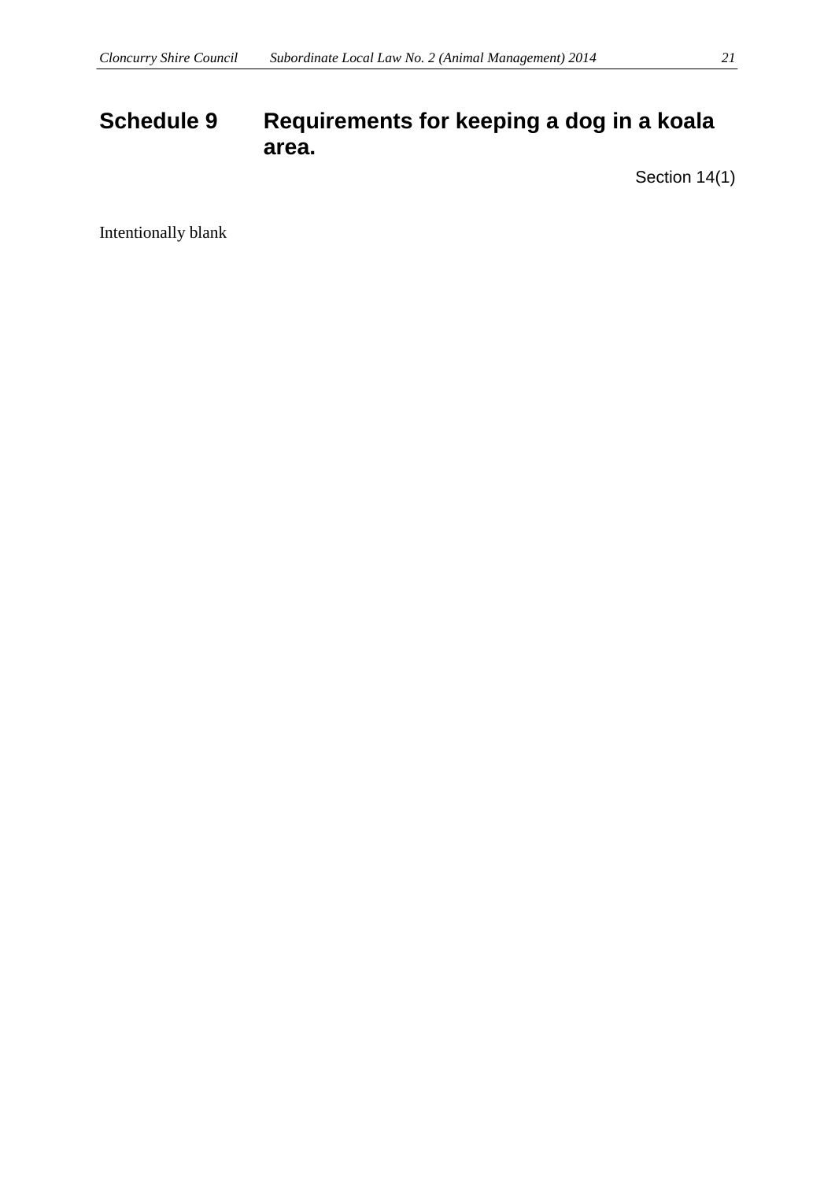# Schedule 9 Requirements for keeping a dog in a koala area.

Section 14(1)

Intentionally blank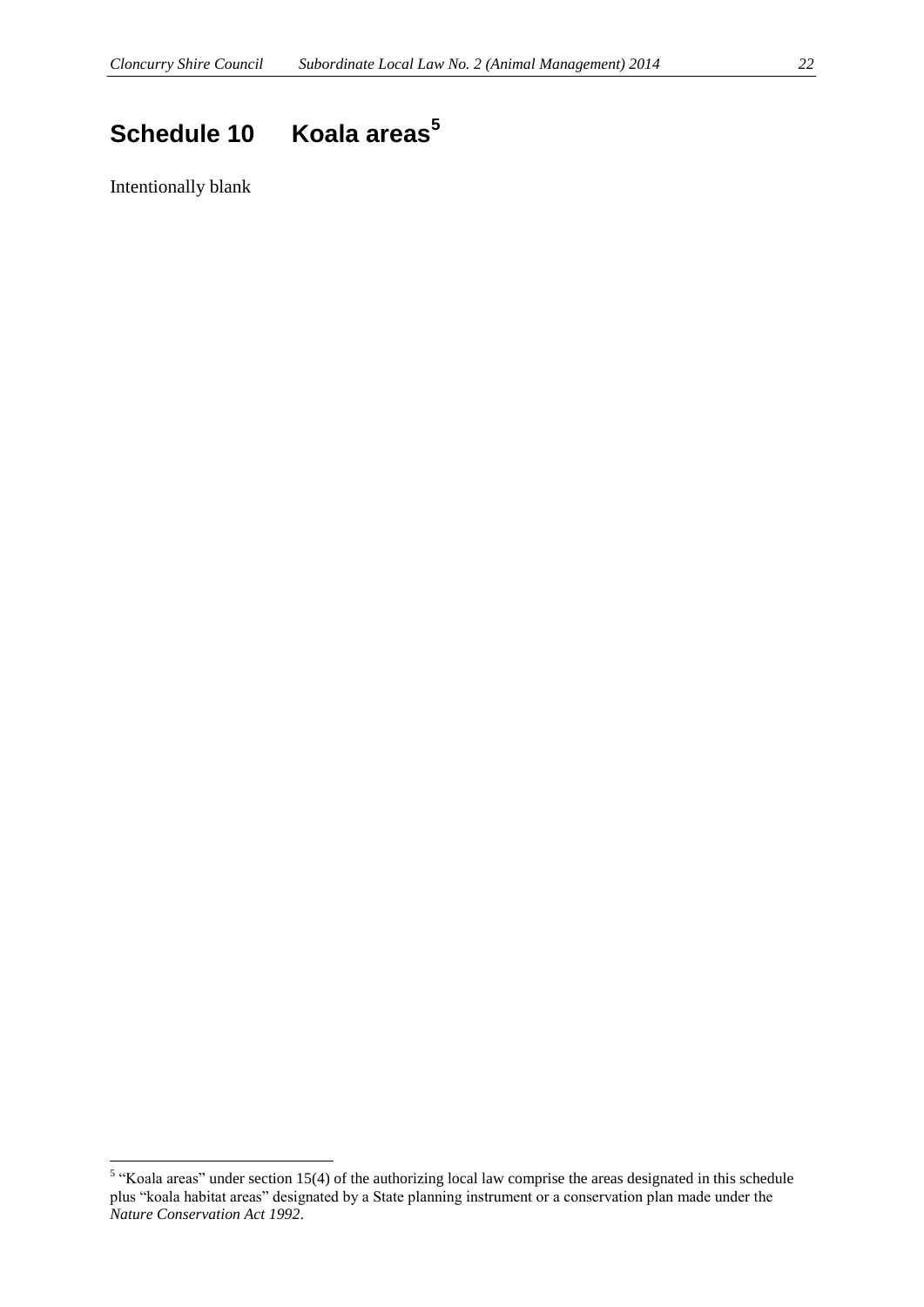# Schedule 10 Koala areas[5]

Intentionally blank

[5] "Koala areas" under section 15(4) of the authorizing local law comprise the areas designated in this schedule plus "koala habitat areas" designated by a State planning instrument or a conservation plan made under the *Nature Conservation Act 1992*.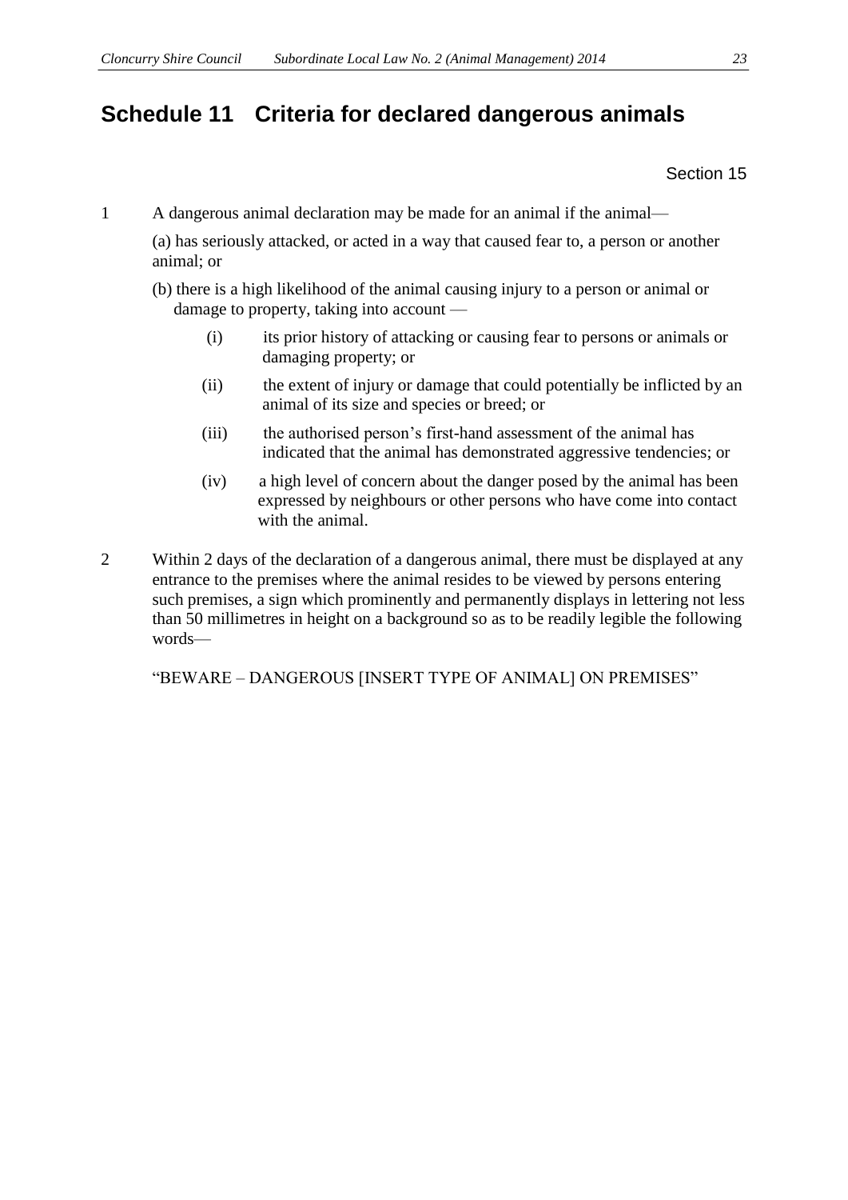# Schedule 11 Criteria for declared dangerous animals

Section 15

1 A dangerous animal declaration may be made for an animal if the animal—

(a) has seriously attacked, or acted in a way that caused fear to, a person or another animal; or

(b) there is a high likelihood of the animal causing injury to a person or animal or damage to property, taking into account —

(i) its prior history of attacking or causing fear to persons or animals or damaging property; or

(ii) the extent of injury or damage that could potentially be inflicted by an animal of its size and species or breed; or

(iii) the authorised person's first-hand assessment of the animal has indicated that the animal has demonstrated aggressive tendencies; or

(iv) a high level of concern about the danger posed by the animal has been expressed by neighbours or other persons who have come into contact with the animal.

2 Within 2 days of the declaration of a dangerous animal, there must be displayed at any entrance to the premises where the animal resides to be viewed by persons entering such premises, a sign which prominently and permanently displays in lettering not less than 50 millimetres in height on a background so as to be readily legible the following words—

"BEWARE – DANGEROUS [INSERT TYPE OF ANIMAL] ON PREMISES"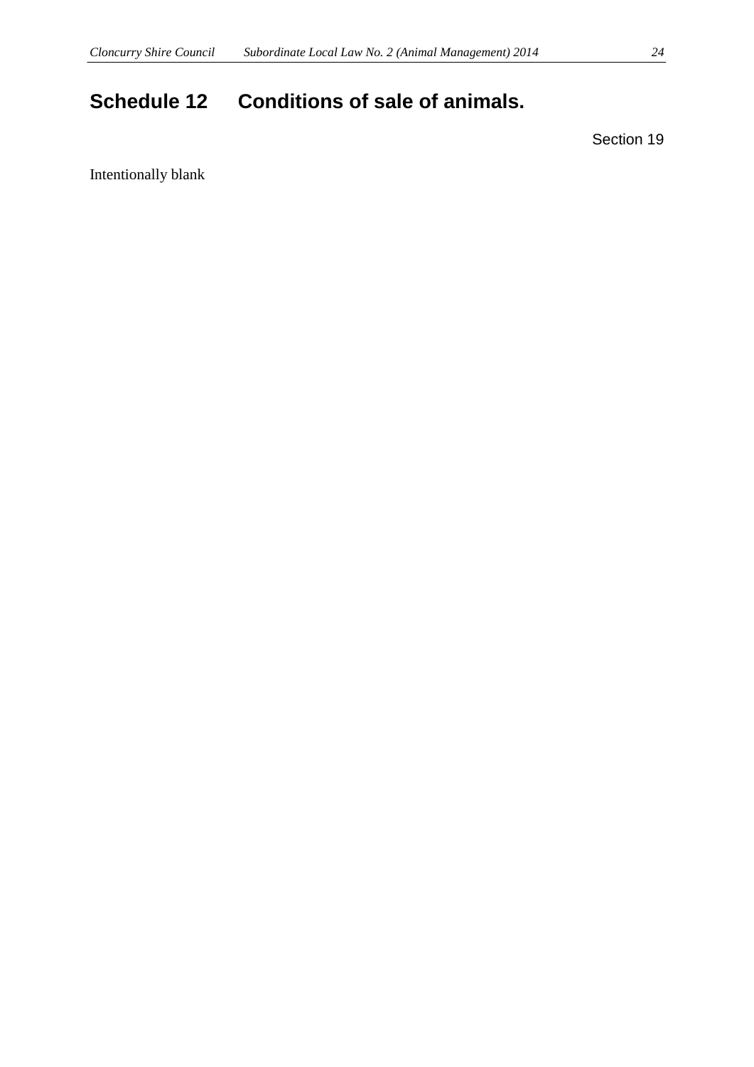# Schedule 12 Conditions of sale of animals.

Section 19

Intentionally blank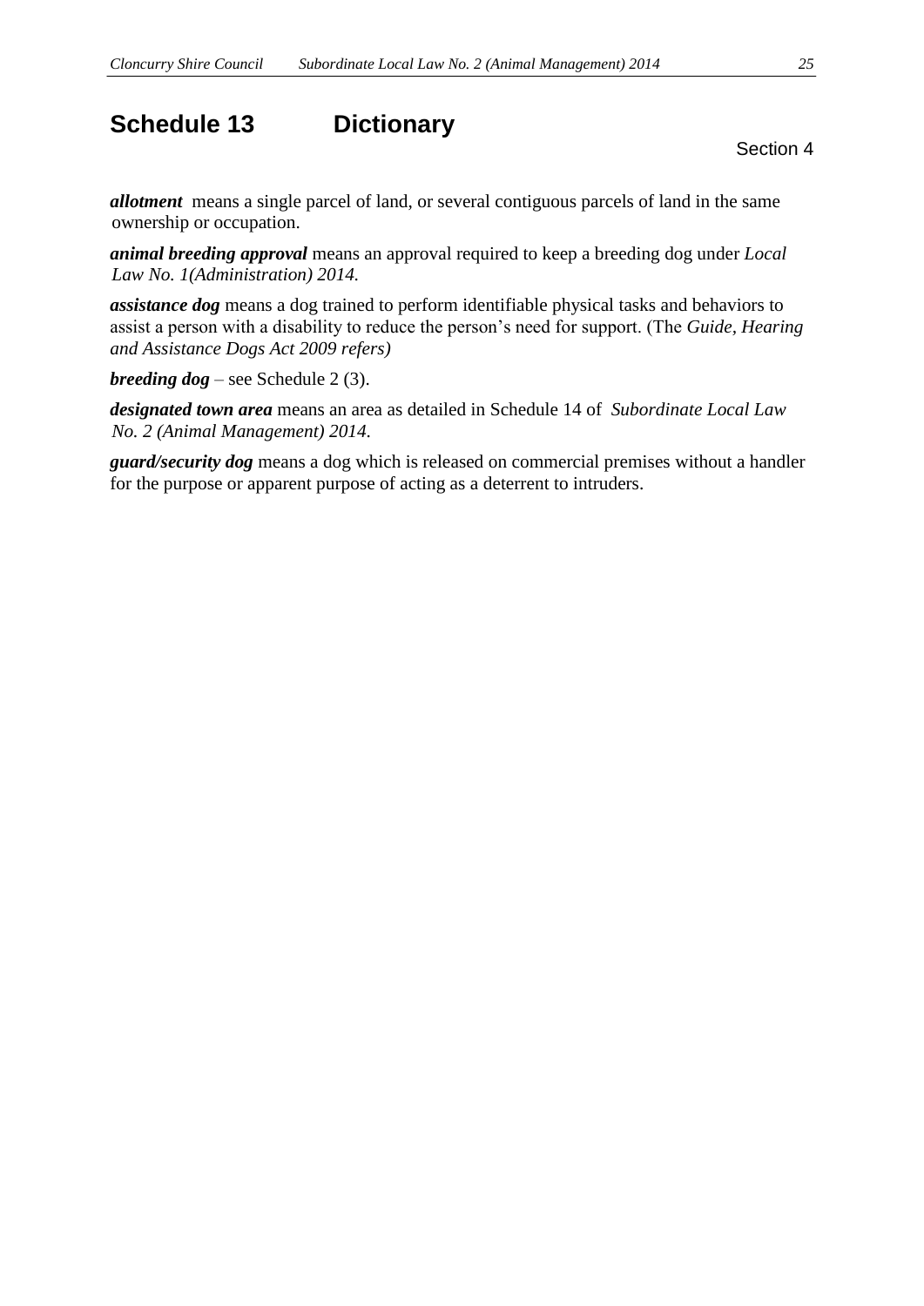# Schedule 13 Dictionary

Section 4

***allotment*** means a single parcel of land, or several contiguous parcels of land in the same ownership or occupation.

***animal breeding approval*** means an approval required to keep a breeding dog under *Local Law No. 1(Administration) 2014.*

***assistance dog*** means a dog trained to perform identifiable physical tasks and behaviors to assist a person with a disability to reduce the person's need for support. (The *Guide, Hearing and Assistance Dogs Act 2009 refers)*

***breeding dog*** – see Schedule 2 (3).

***designated town area*** means an area as detailed in Schedule 14 of *Subordinate Local Law No. 2 (Animal Management) 2014.*

***guard/security dog*** means a dog which is released on commercial premises without a handler for the purpose or apparent purpose of acting as a deterrent to intruders.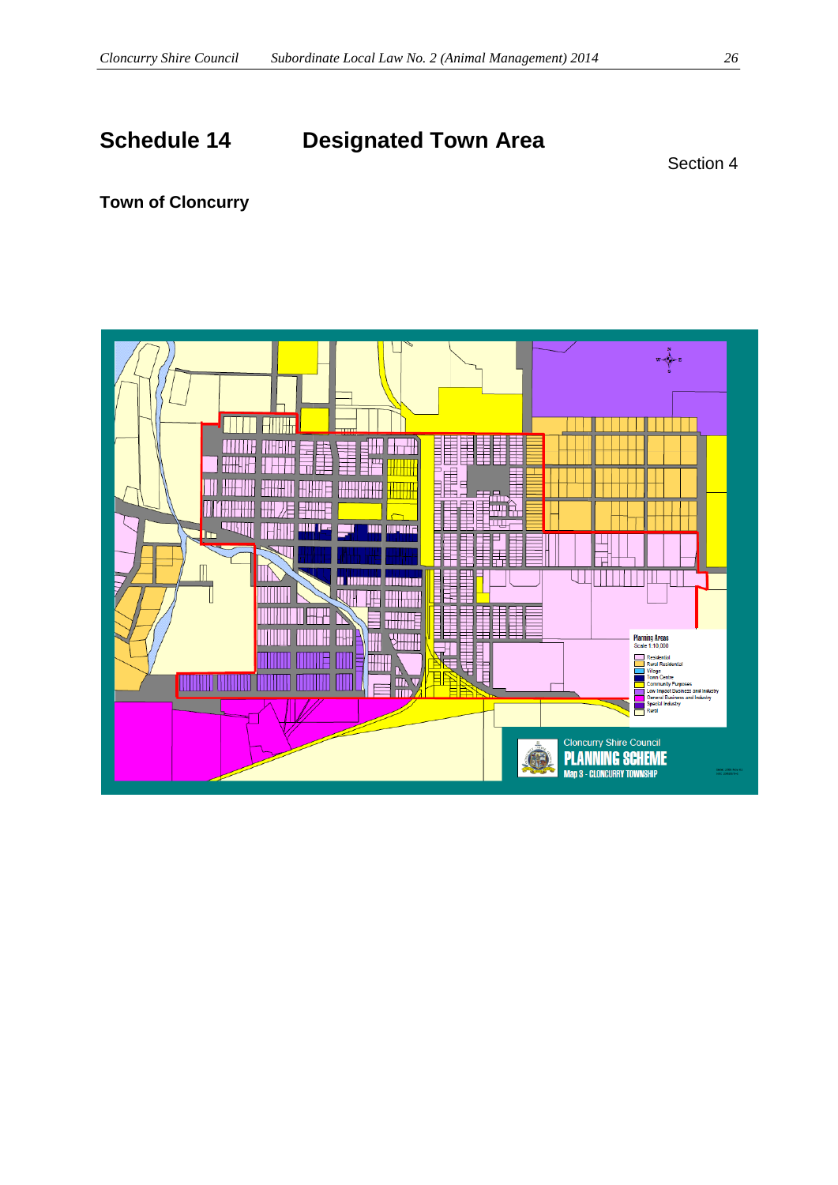# Schedule 14 Designated Town Area

Section 4

**Town of Cloncurry**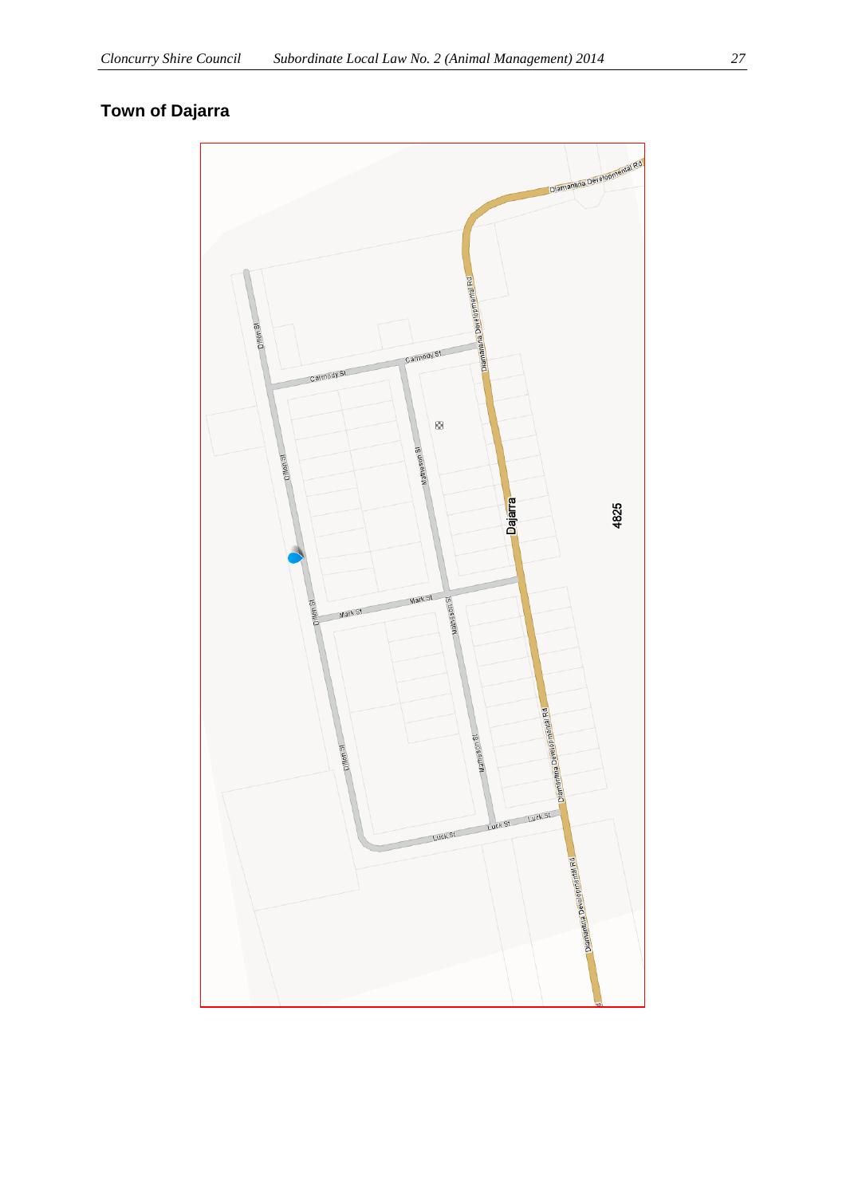## Town of Dajarra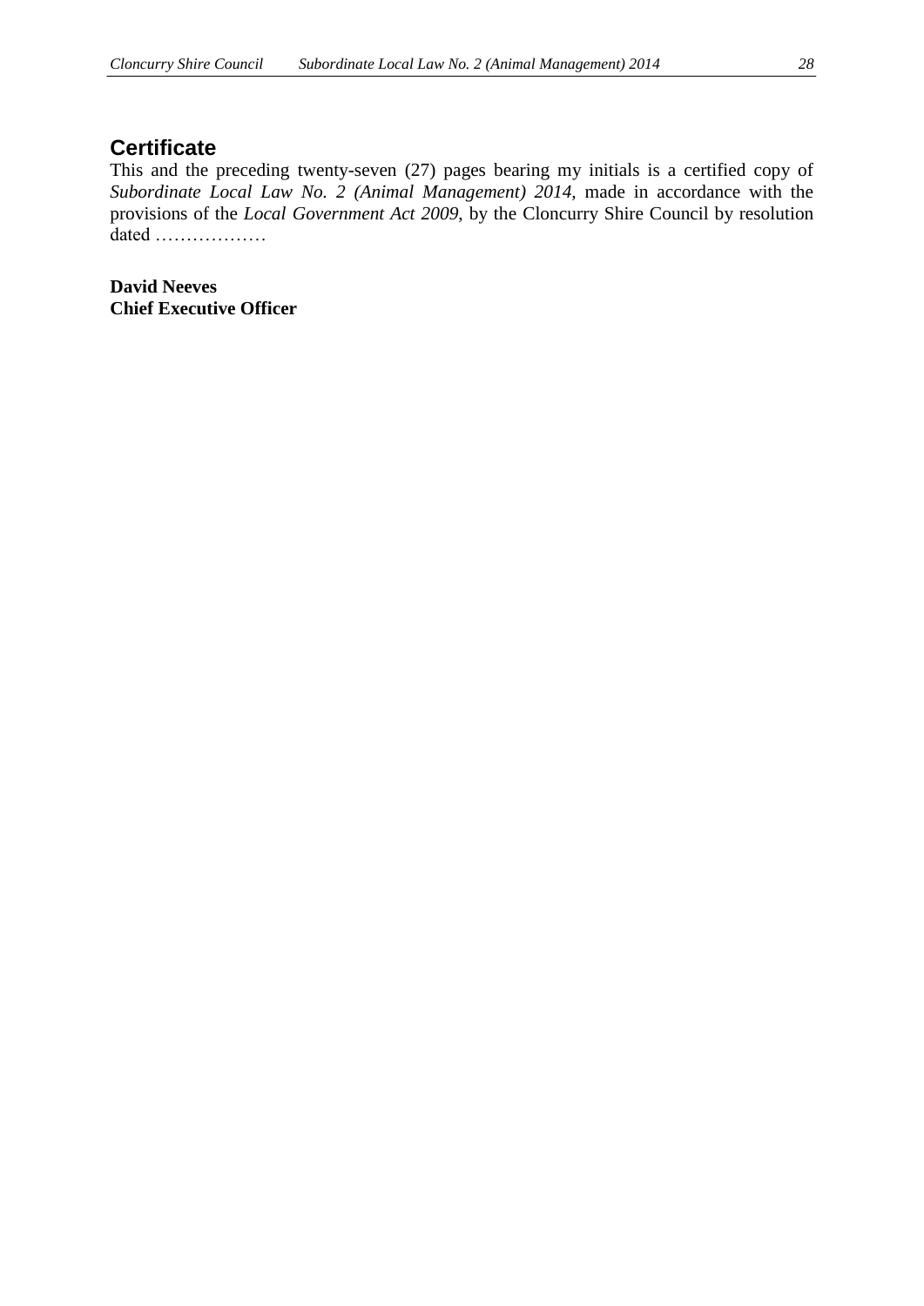## Certificate

This and the preceding twenty-seven (27) pages bearing my initials is a certified copy of *Subordinate Local Law No. 2 (Animal Management) 2014*, made in accordance with the provisions of the *Local Government Act 2009*, by the Cloncurry Shire Council by resolution dated ………………

**David Neeves**
**Chief Executive Officer**